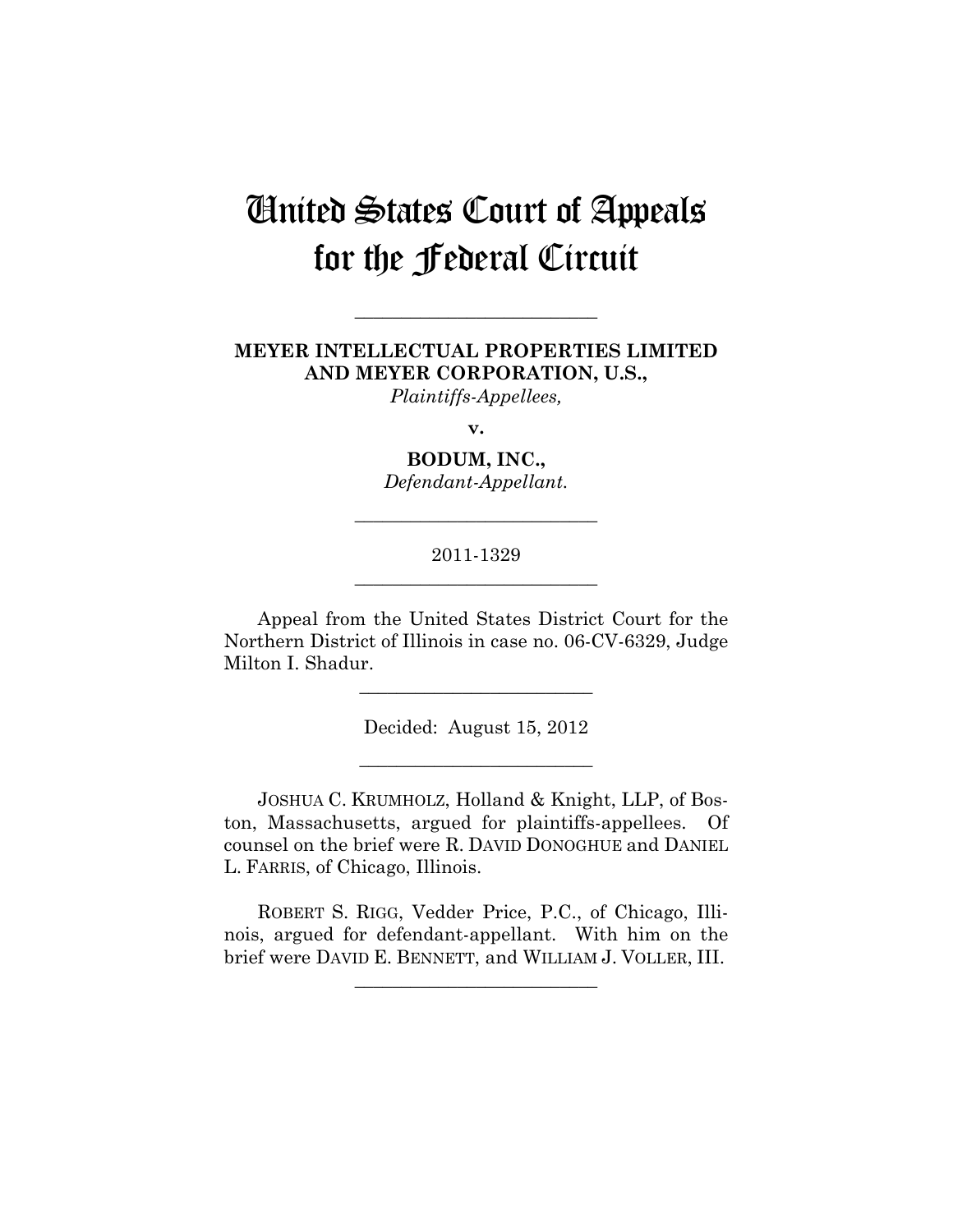# United States Court of Appeals for the Federal Circuit

---

**MEYER INTELLECTUAL PROPERTIES LIMITED AND MEYER CORPORATION, U.S.,**
*Plaintiffs-Appellees,*

**v.**

**BODUM, INC.,**
*Defendant-Appellant.*

---

2011-1329

---

Appeal from the United States District Court for the Northern District of Illinois in case no. 06-CV-6329, Judge Milton I. Shadur.

---

Decided: August 15, 2012

---

JOSHUA C. KRUMHOLZ, Holland & Knight, LLP, of Boston, Massachusetts, argued for plaintiffs-appellees. Of counsel on the brief were R. DAVID DONOGHUE and DANIEL L. FARRIS, of Chicago, Illinois.

ROBERT S. RIGG, Vedder Price, P.C., of Chicago, Illinois, argued for defendant-appellant. With him on the brief were DAVID E. BENNETT, and WILLIAM J. VOLLER, III.

---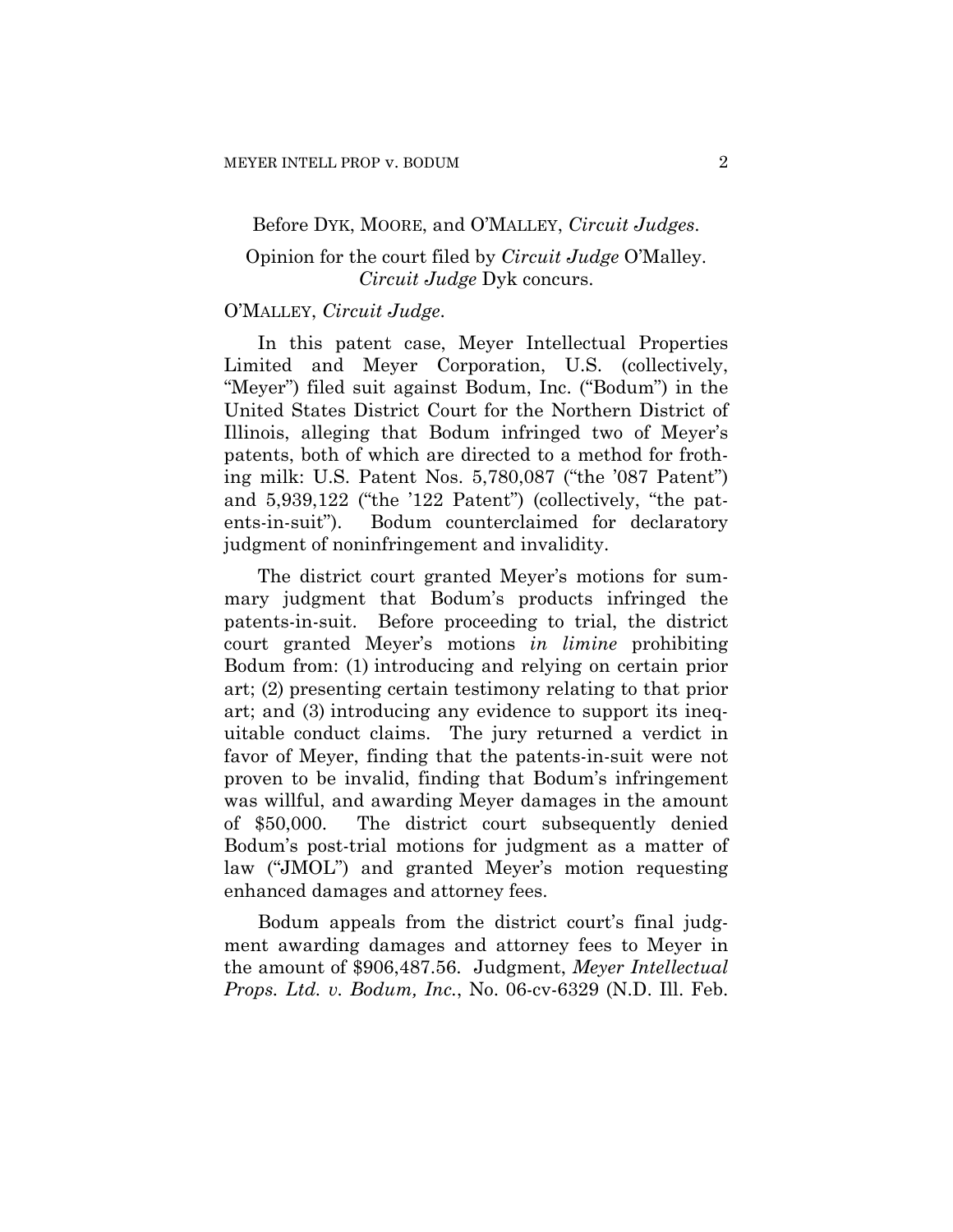Before DYK, MOORE, and O'MALLEY, *Circuit Judges*.

Opinion for the court filed by *Circuit Judge* O'Malley. *Circuit Judge* Dyk concurs.

O'MALLEY, *Circuit Judge*.

In this patent case, Meyer Intellectual Properties Limited and Meyer Corporation, U.S. (collectively, "Meyer") filed suit against Bodum, Inc. ("Bodum") in the United States District Court for the Northern District of Illinois, alleging that Bodum infringed two of Meyer's patents, both of which are directed to a method for frothing milk: U.S. Patent Nos. 5,780,087 ("the '087 Patent") and 5,939,122 ("the '122 Patent") (collectively, "the patents-in-suit"). Bodum counterclaimed for declaratory judgment of noninfringement and invalidity.

The district court granted Meyer's motions for summary judgment that Bodum's products infringed the patents-in-suit. Before proceeding to trial, the district court granted Meyer's motions *in limine* prohibiting Bodum from: (1) introducing and relying on certain prior art; (2) presenting certain testimony relating to that prior art; and (3) introducing any evidence to support its inequitable conduct claims. The jury returned a verdict in favor of Meyer, finding that the patents-in-suit were not proven to be invalid, finding that Bodum's infringement was willful, and awarding Meyer damages in the amount of $50,000. The district court subsequently denied Bodum's post-trial motions for judgment as a matter of law ("JMOL") and granted Meyer's motion requesting enhanced damages and attorney fees.

Bodum appeals from the district court's final judgment awarding damages and attorney fees to Meyer in the amount of $906,487.56. Judgment, *Meyer Intellectual Props. Ltd. v. Bodum, Inc.*, No. 06-cv-6329 (N.D. Ill. Feb.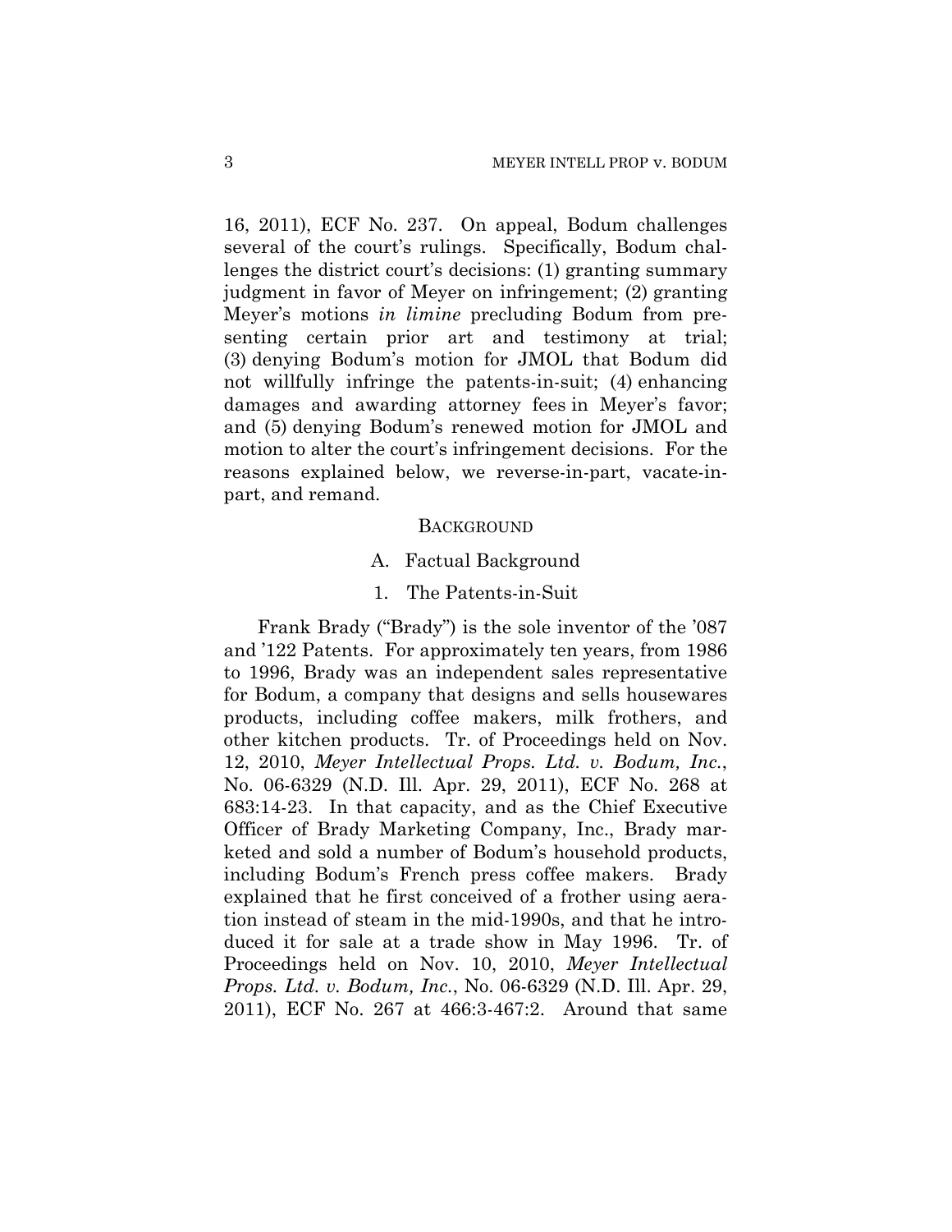16, 2011), ECF No. 237. On appeal, Bodum challenges several of the court's rulings. Specifically, Bodum challenges the district court's decisions: (1) granting summary judgment in favor of Meyer on infringement; (2) granting Meyer's motions *in limine* precluding Bodum from presenting certain prior art and testimony at trial; (3) denying Bodum's motion for JMOL that Bodum did not willfully infringe the patents-in-suit; (4) enhancing damages and awarding attorney fees in Meyer's favor; and (5) denying Bodum's renewed motion for JMOL and motion to alter the court's infringement decisions. For the reasons explained below, we reverse-in-part, vacate-in-part, and remand.

## BACKGROUND

### A. Factual Background

#### 1. The Patents-in-Suit

Frank Brady ("Brady") is the sole inventor of the '087 and '122 Patents. For approximately ten years, from 1986 to 1996, Brady was an independent sales representative for Bodum, a company that designs and sells housewares products, including coffee makers, milk frothers, and other kitchen products. Tr. of Proceedings held on Nov. 12, 2010, *Meyer Intellectual Props. Ltd. v. Bodum, Inc.*, No. 06-6329 (N.D. Ill. Apr. 29, 2011), ECF No. 268 at 683:14-23. In that capacity, and as the Chief Executive Officer of Brady Marketing Company, Inc., Brady marketed and sold a number of Bodum's household products, including Bodum's French press coffee makers. Brady explained that he first conceived of a frother using aeration instead of steam in the mid-1990s, and that he introduced it for sale at a trade show in May 1996. Tr. of Proceedings held on Nov. 10, 2010, *Meyer Intellectual Props. Ltd. v. Bodum, Inc.*, No. 06-6329 (N.D. Ill. Apr. 29, 2011), ECF No. 267 at 466:3-467:2. Around that same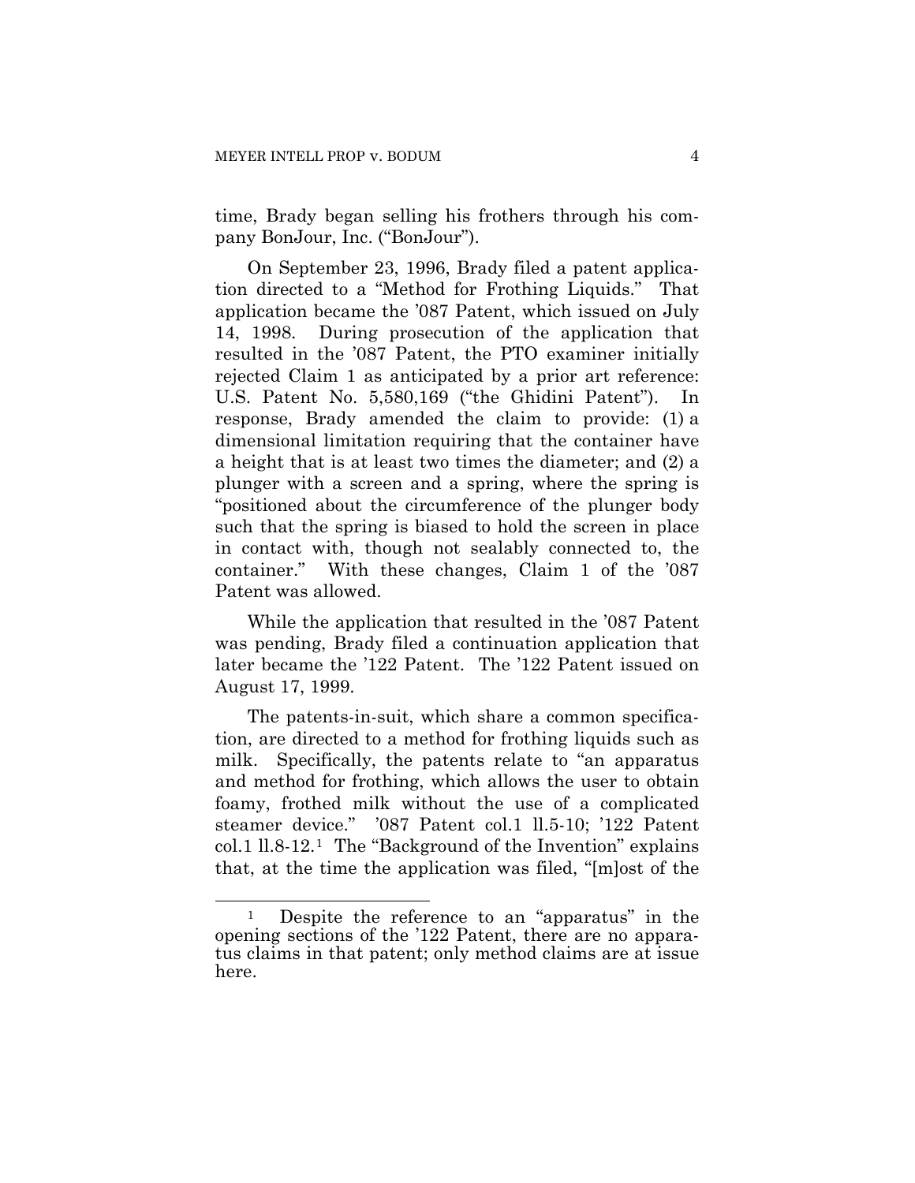time, Brady began selling his frothers through his company BonJour, Inc. ("BonJour").

On September 23, 1996, Brady filed a patent application directed to a "Method for Frothing Liquids." That application became the '087 Patent, which issued on July 14, 1998. During prosecution of the application that resulted in the '087 Patent, the PTO examiner initially rejected Claim 1 as anticipated by a prior art reference: U.S. Patent No. 5,580,169 ("the Ghidini Patent"). In response, Brady amended the claim to provide: (1) a dimensional limitation requiring that the container have a height that is at least two times the diameter; and (2) a plunger with a screen and a spring, where the spring is "positioned about the circumference of the plunger body such that the spring is biased to hold the screen in place in contact with, though not sealably connected to, the container." With these changes, Claim 1 of the '087 Patent was allowed.

While the application that resulted in the '087 Patent was pending, Brady filed a continuation application that later became the '122 Patent. The '122 Patent issued on August 17, 1999.

The patents-in-suit, which share a common specification, are directed to a method for frothing liquids such as milk. Specifically, the patents relate to "an apparatus and method for frothing, which allows the user to obtain foamy, frothed milk without the use of a complicated steamer device." '087 Patent col.1 ll.5-10; '122 Patent col.1 ll.8-12.[1] The "Background of the Invention" explains that, at the time the application was filed, "[m]ost of the

---

[1] Despite the reference to an "apparatus" in the opening sections of the '122 Patent, there are no apparatus claims in that patent; only method claims are at issue here.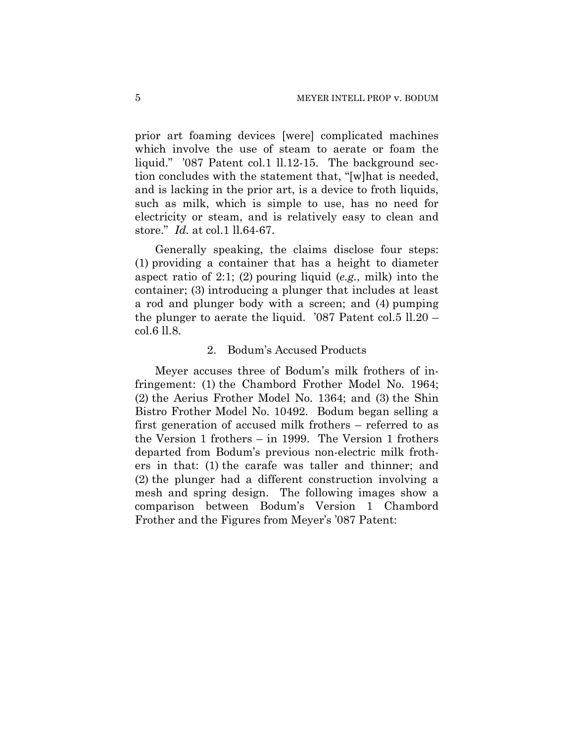prior art foaming devices [were] complicated machines which involve the use of steam to aerate or foam the liquid." '087 Patent col.1 ll.12-15. The background section concludes with the statement that, "[w]hat is needed, and is lacking in the prior art, is a device to froth liquids, such as milk, which is simple to use, has no need for electricity or steam, and is relatively easy to clean and store." *Id.* at col.1 ll.64-67.

Generally speaking, the claims disclose four steps: (1) providing a container that has a height to diameter aspect ratio of 2:1; (2) pouring liquid (*e.g.*, milk) into the container; (3) introducing a plunger that includes at least a rod and plunger body with a screen; and (4) pumping the plunger to aerate the liquid. '087 Patent col.5 ll.20 – col.6 ll.8.

### 2. Bodum's Accused Products

Meyer accuses three of Bodum's milk frothers of infringement: (1) the Chambord Frother Model No. 1964; (2) the Aerius Frother Model No. 1364; and (3) the Shin Bistro Frother Model No. 10492. Bodum began selling a first generation of accused milk frothers – referred to as the Version 1 frothers – in 1999. The Version 1 frothers departed from Bodum's previous non-electric milk frothers in that: (1) the carafe was taller and thinner; and (2) the plunger had a different construction involving a mesh and spring design. The following images show a comparison between Bodum's Version 1 Chambord Frother and the Figures from Meyer's '087 Patent: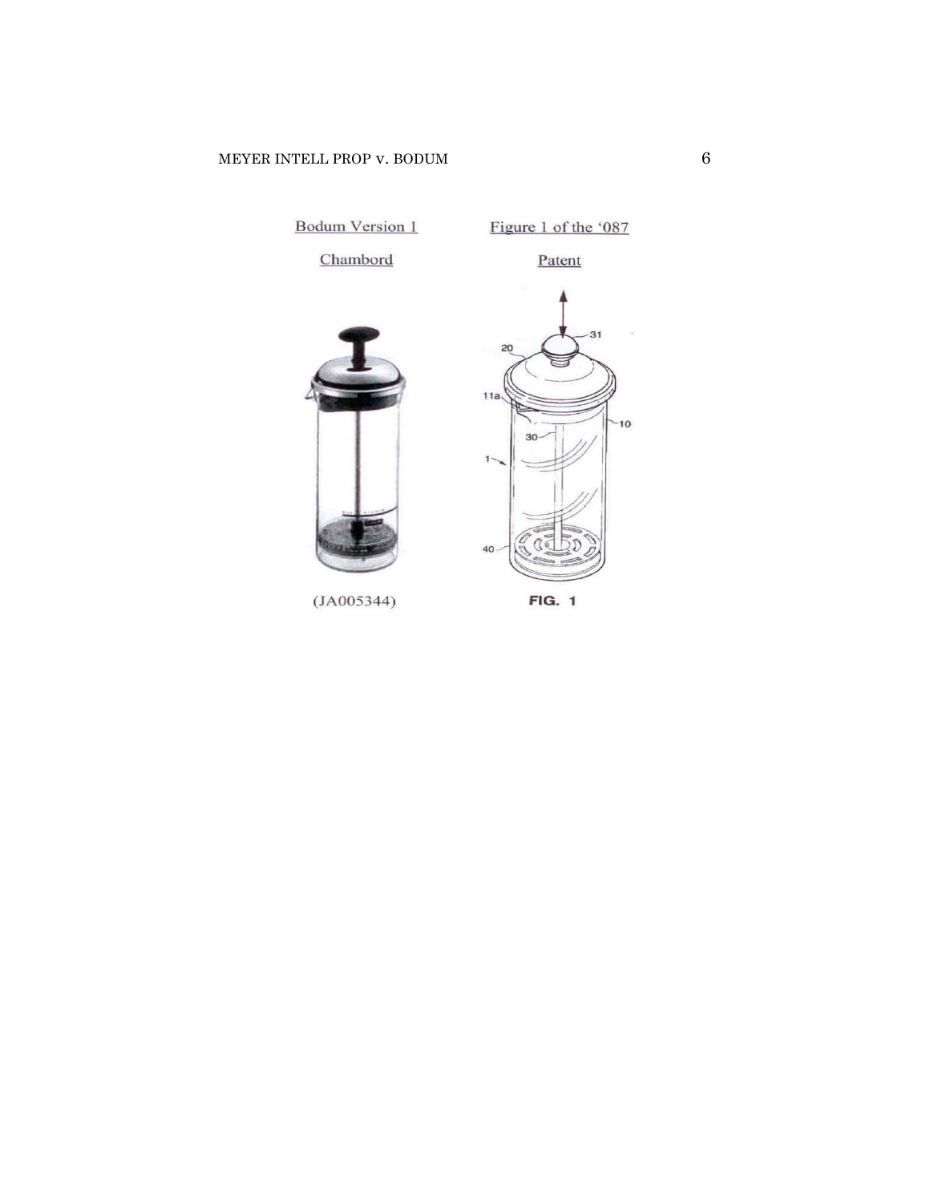| Bodum Version 1 Chambord | Figure 1 of the '087 Patent |
| --- | --- |
| (JA005344) | FIG. 1 |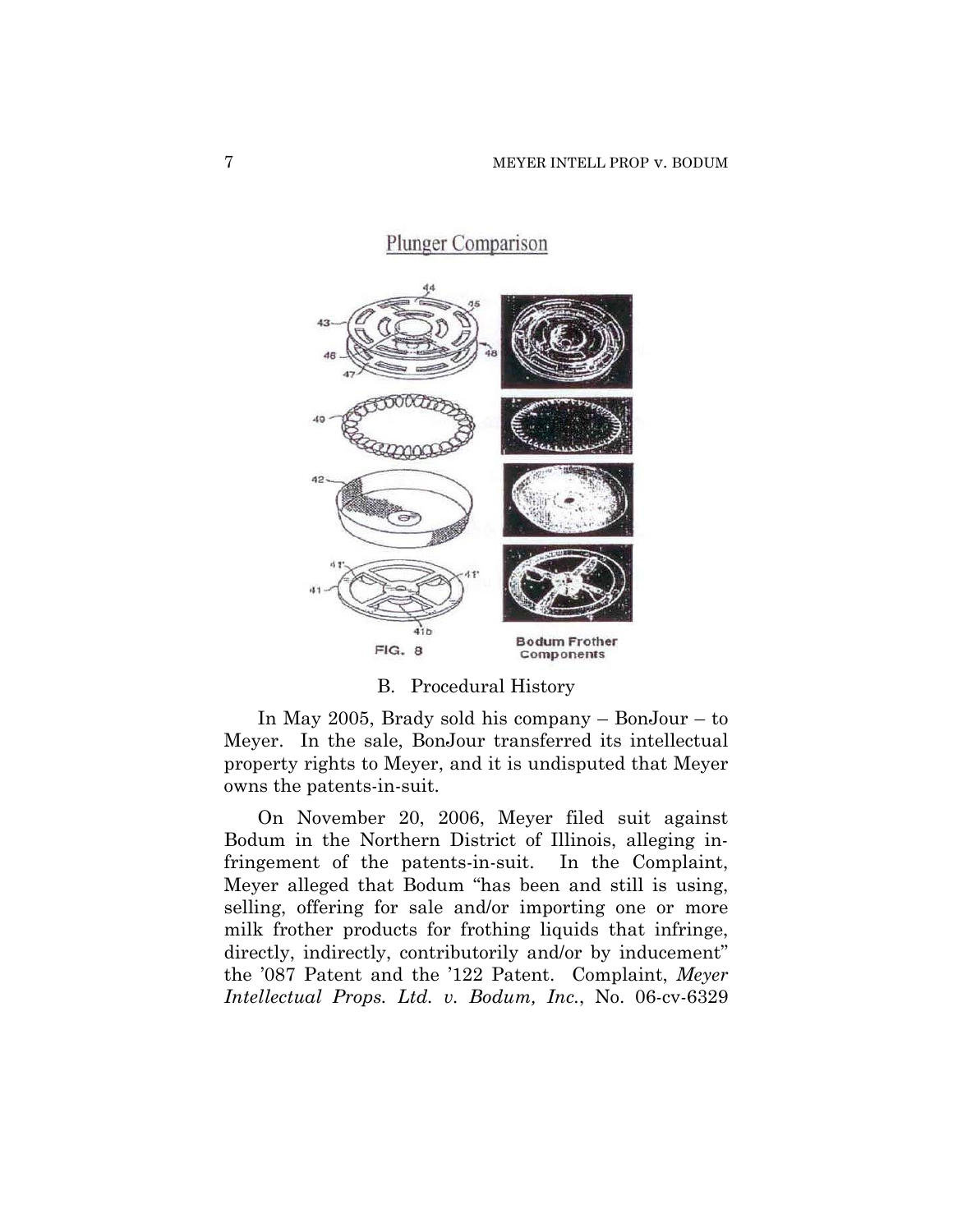Plunger Comparison

FIG. 8

Bodum Frother Components

B. Procedural History

In May 2005, Brady sold his company – BonJour – to Meyer. In the sale, BonJour transferred its intellectual property rights to Meyer, and it is undisputed that Meyer owns the patents-in-suit.

On November 20, 2006, Meyer filed suit against Bodum in the Northern District of Illinois, alleging infringement of the patents-in-suit. In the Complaint, Meyer alleged that Bodum "has been and still is using, selling, offering for sale and/or importing one or more milk frother products for frothing liquids that infringe, directly, indirectly, contributorily and/or by inducement" the '087 Patent and the '122 Patent. Complaint, *Meyer Intellectual Props. Ltd. v. Bodum, Inc.*, No. 06-cv-6329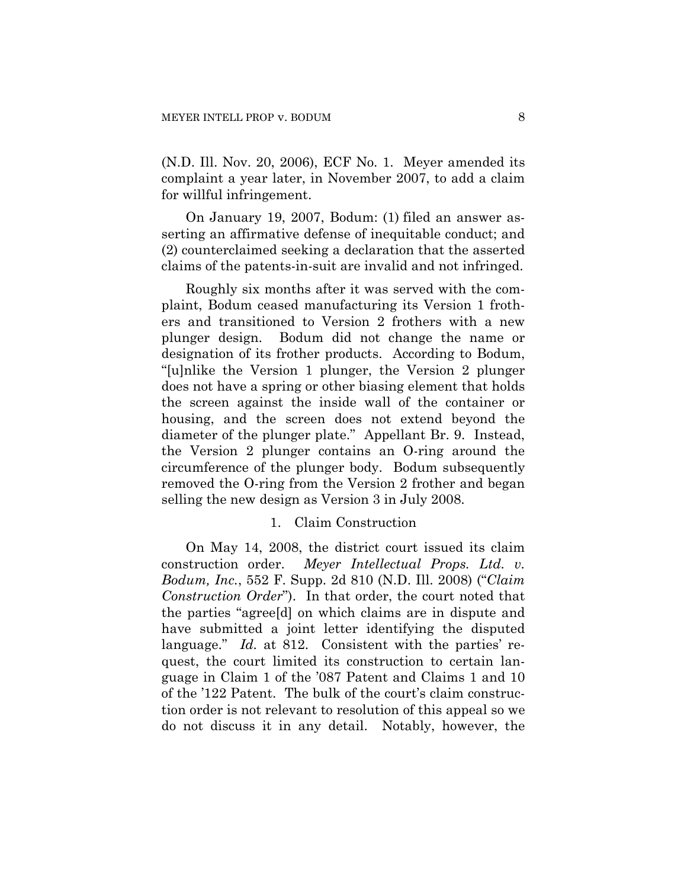(N.D. Ill. Nov. 20, 2006), ECF No. 1. Meyer amended its complaint a year later, in November 2007, to add a claim for willful infringement.

On January 19, 2007, Bodum: (1) filed an answer asserting an affirmative defense of inequitable conduct; and (2) counterclaimed seeking a declaration that the asserted claims of the patents-in-suit are invalid and not infringed.

Roughly six months after it was served with the complaint, Bodum ceased manufacturing its Version 1 frothers and transitioned to Version 2 frothers with a new plunger design. Bodum did not change the name or designation of its frother products. According to Bodum, "[u]nlike the Version 1 plunger, the Version 2 plunger does not have a spring or other biasing element that holds the screen against the inside wall of the container or housing, and the screen does not extend beyond the diameter of the plunger plate." Appellant Br. 9. Instead, the Version 2 plunger contains an O-ring around the circumference of the plunger body. Bodum subsequently removed the O-ring from the Version 2 frother and began selling the new design as Version 3 in July 2008.

### 1. Claim Construction

On May 14, 2008, the district court issued its claim construction order. *Meyer Intellectual Props. Ltd. v. Bodum, Inc.*, 552 F. Supp. 2d 810 (N.D. Ill. 2008) ("*Claim Construction Order*"). In that order, the court noted that the parties "agree[d] on which claims are in dispute and have submitted a joint letter identifying the disputed language." *Id.* at 812. Consistent with the parties' request, the court limited its construction to certain language in Claim 1 of the '087 Patent and Claims 1 and 10 of the '122 Patent. The bulk of the court's claim construction order is not relevant to resolution of this appeal so we do not discuss it in any detail. Notably, however, the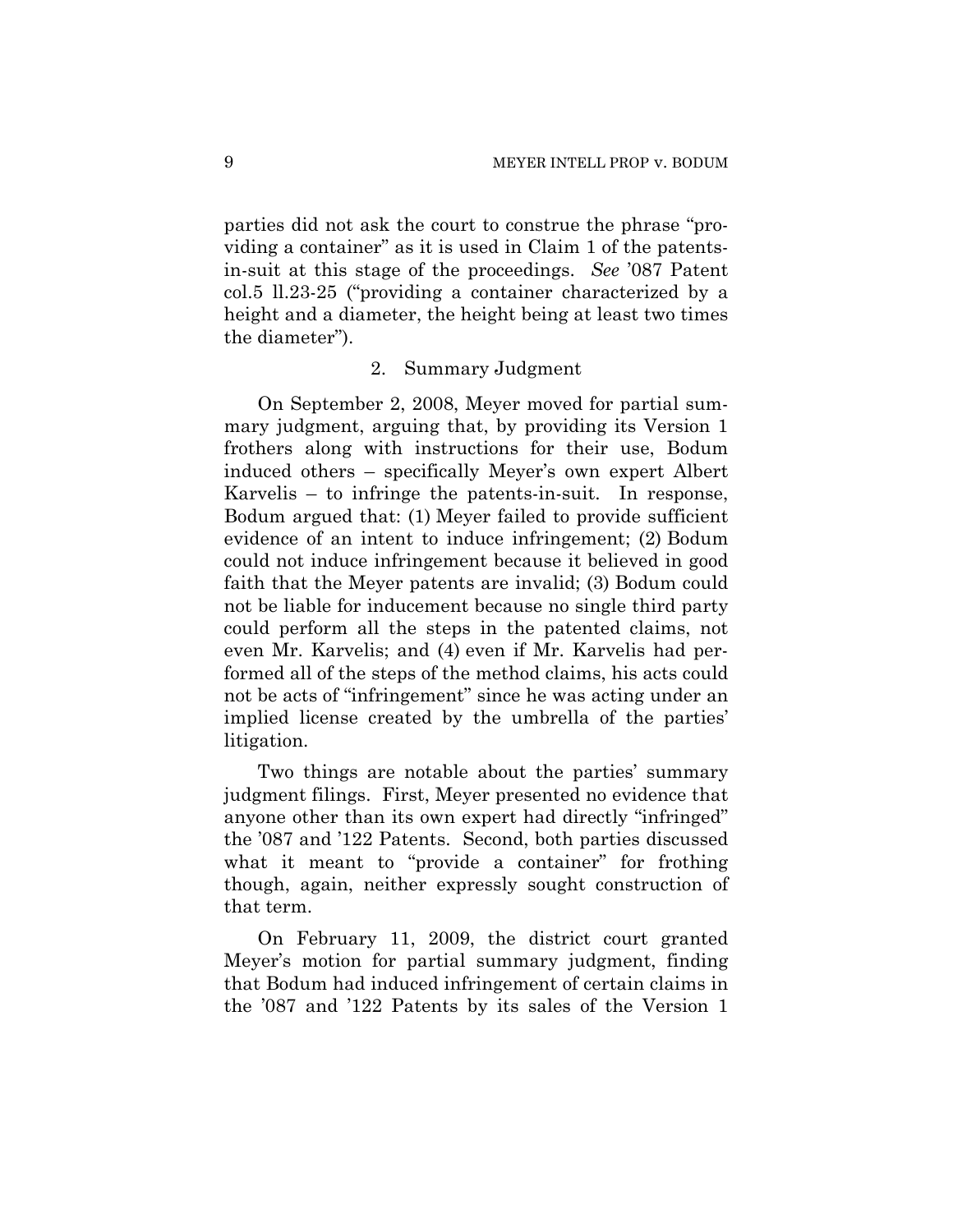parties did not ask the court to construe the phrase "providing a container" as it is used in Claim 1 of the patents-in-suit at this stage of the proceedings. *See* '087 Patent col.5 ll.23-25 ("providing a container characterized by a height and a diameter, the height being at least two times the diameter").

2. Summary Judgment

On September 2, 2008, Meyer moved for partial summary judgment, arguing that, by providing its Version 1 frothers along with instructions for their use, Bodum induced others – specifically Meyer's own expert Albert Karvelis – to infringe the patents-in-suit. In response, Bodum argued that: (1) Meyer failed to provide sufficient evidence of an intent to induce infringement; (2) Bodum could not induce infringement because it believed in good faith that the Meyer patents are invalid; (3) Bodum could not be liable for inducement because no single third party could perform all the steps in the patented claims, not even Mr. Karvelis; and (4) even if Mr. Karvelis had performed all of the steps of the method claims, his acts could not be acts of "infringement" since he was acting under an implied license created by the umbrella of the parties' litigation.

Two things are notable about the parties' summary judgment filings. First, Meyer presented no evidence that anyone other than its own expert had directly "infringed" the '087 and '122 Patents. Second, both parties discussed what it meant to "provide a container" for frothing though, again, neither expressly sought construction of that term.

On February 11, 2009, the district court granted Meyer's motion for partial summary judgment, finding that Bodum had induced infringement of certain claims in the '087 and '122 Patents by its sales of the Version 1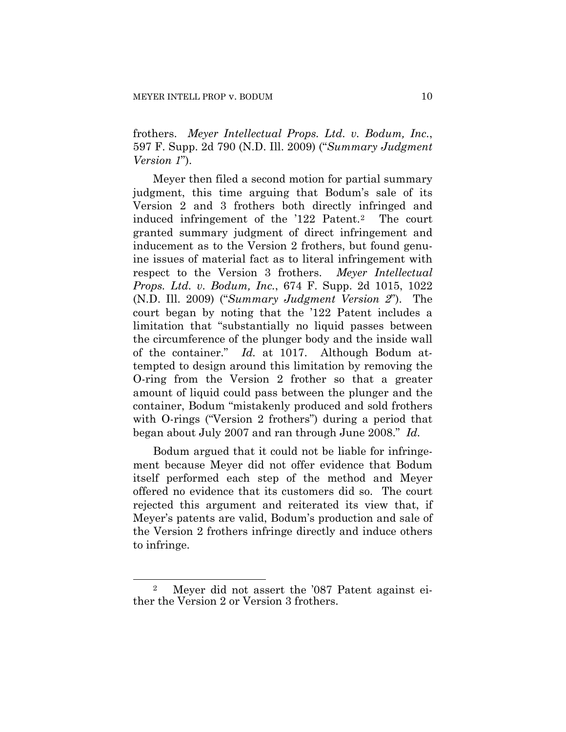frothers. *Meyer Intellectual Props. Ltd. v. Bodum, Inc.*, 597 F. Supp. 2d 790 (N.D. Ill. 2009) ("*Summary Judgment Version 1*").

Meyer then filed a second motion for partial summary judgment, this time arguing that Bodum's sale of its Version 2 and 3 frothers both directly infringed and induced infringement of the '122 Patent.[2] The court granted summary judgment of direct infringement and inducement as to the Version 2 frothers, but found genuine issues of material fact as to literal infringement with respect to the Version 3 frothers. *Meyer Intellectual Props. Ltd. v. Bodum, Inc.*, 674 F. Supp. 2d 1015, 1022 (N.D. Ill. 2009) ("*Summary Judgment Version 2*"). The court began by noting that the '122 Patent includes a limitation that "substantially no liquid passes between the circumference of the plunger body and the inside wall of the container." *Id.* at 1017. Although Bodum attempted to design around this limitation by removing the O-ring from the Version 2 frother so that a greater amount of liquid could pass between the plunger and the container, Bodum "mistakenly produced and sold frothers with O-rings ("Version 2 frothers") during a period that began about July 2007 and ran through June 2008." *Id.*

Bodum argued that it could not be liable for infringement because Meyer did not offer evidence that Bodum itself performed each step of the method and Meyer offered no evidence that its customers did so. The court rejected this argument and reiterated its view that, if Meyer's patents are valid, Bodum's production and sale of the Version 2 frothers infringe directly and induce others to infringe.

---

[2] Meyer did not assert the '087 Patent against either the Version 2 or Version 3 frothers.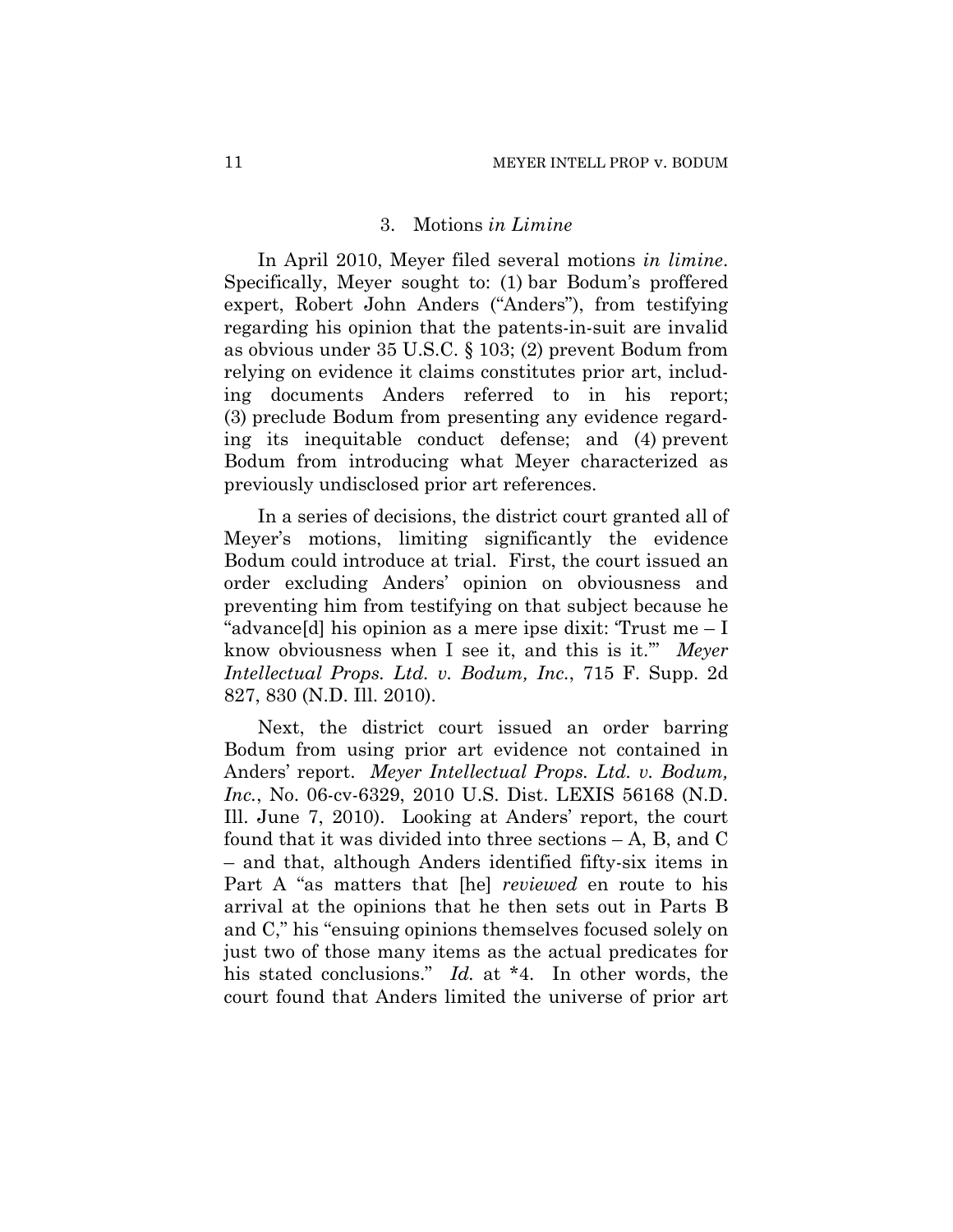### 3. Motions *in Limine*

In April 2010, Meyer filed several motions *in limine*. Specifically, Meyer sought to: (1) bar Bodum's proffered expert, Robert John Anders ("Anders"), from testifying regarding his opinion that the patents-in-suit are invalid as obvious under 35 U.S.C. § 103; (2) prevent Bodum from relying on evidence it claims constitutes prior art, including documents Anders referred to in his report; (3) preclude Bodum from presenting any evidence regarding its inequitable conduct defense; and (4) prevent Bodum from introducing what Meyer characterized as previously undisclosed prior art references.

In a series of decisions, the district court granted all of Meyer's motions, limiting significantly the evidence Bodum could introduce at trial. First, the court issued an order excluding Anders' opinion on obviousness and preventing him from testifying on that subject because he "advance[d] his opinion as a mere ipse dixit: 'Trust me – I know obviousness when I see it, and this is it.'" *Meyer Intellectual Props. Ltd. v. Bodum, Inc.*, 715 F. Supp. 2d 827, 830 (N.D. Ill. 2010).

Next, the district court issued an order barring Bodum from using prior art evidence not contained in Anders' report. *Meyer Intellectual Props. Ltd. v. Bodum, Inc.*, No. 06-cv-6329, 2010 U.S. Dist. LEXIS 56168 (N.D. Ill. June 7, 2010). Looking at Anders' report, the court found that it was divided into three sections – A, B, and C – and that, although Anders identified fifty-six items in Part A "as matters that [he] *reviewed* en route to his arrival at the opinions that he then sets out in Parts B and C," his "ensuing opinions themselves focused solely on just two of those many items as the actual predicates for his stated conclusions." *Id.* at *4. In other words, the court found that Anders limited the universe of prior art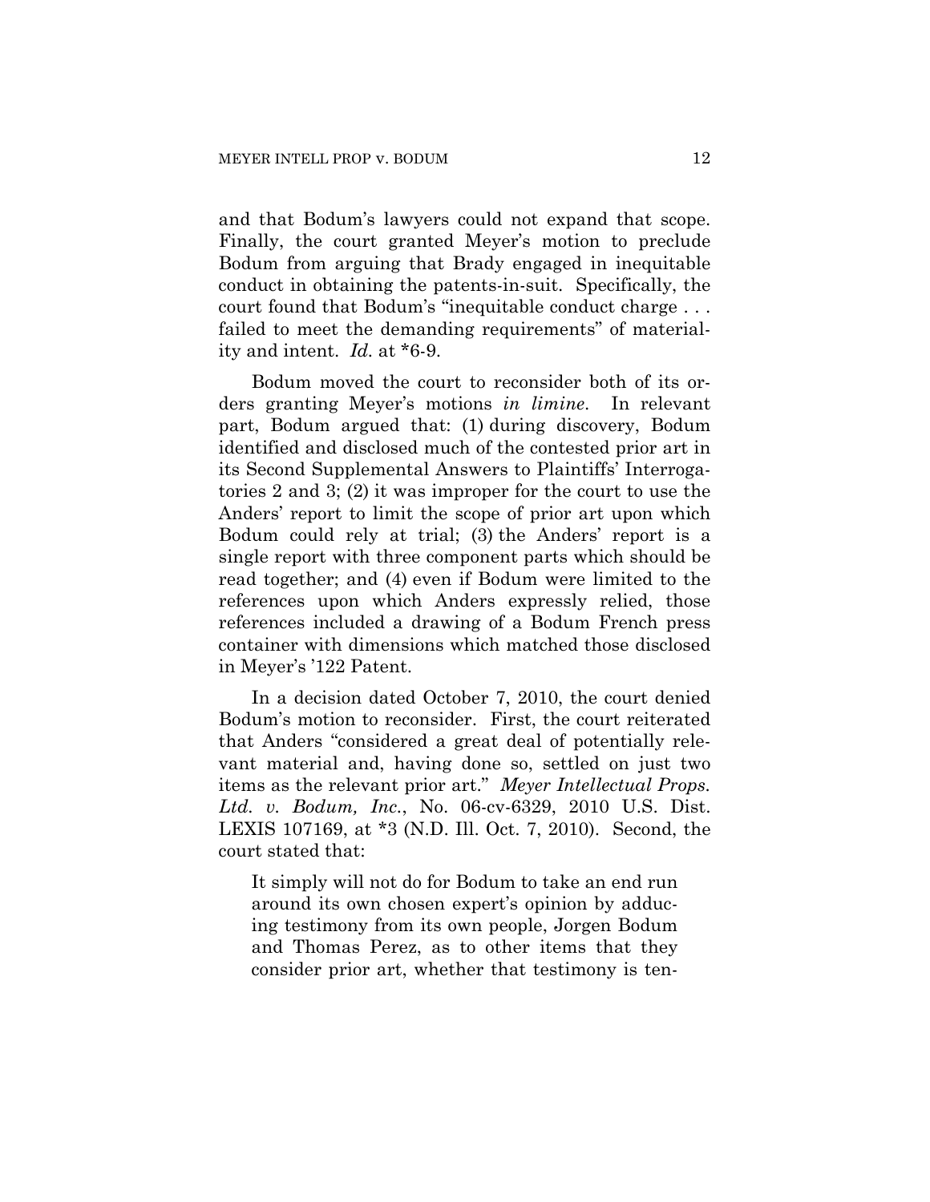and that Bodum's lawyers could not expand that scope. Finally, the court granted Meyer's motion to preclude Bodum from arguing that Brady engaged in inequitable conduct in obtaining the patents-in-suit. Specifically, the court found that Bodum's "inequitable conduct charge . . . failed to meet the demanding requirements" of materiality and intent. *Id.* at *6-9.

Bodum moved the court to reconsider both of its orders granting Meyer's motions *in limine*. In relevant part, Bodum argued that: (1) during discovery, Bodum identified and disclosed much of the contested prior art in its Second Supplemental Answers to Plaintiffs' Interrogatories 2 and 3; (2) it was improper for the court to use the Anders' report to limit the scope of prior art upon which Bodum could rely at trial; (3) the Anders' report is a single report with three component parts which should be read together; and (4) even if Bodum were limited to the references upon which Anders expressly relied, those references included a drawing of a Bodum French press container with dimensions which matched those disclosed in Meyer's '122 Patent.

In a decision dated October 7, 2010, the court denied Bodum's motion to reconsider. First, the court reiterated that Anders "considered a great deal of potentially relevant material and, having done so, settled on just two items as the relevant prior art." *Meyer Intellectual Props. Ltd. v. Bodum, Inc.*, No. 06-cv-6329, 2010 U.S. Dist. LEXIS 107169, at *3 (N.D. Ill. Oct. 7, 2010). Second, the court stated that:

> It simply will not do for Bodum to take an end run around its own chosen expert's opinion by adducing testimony from its own people, Jorgen Bodum and Thomas Perez, as to other items that they consider prior art, whether that testimony is ten-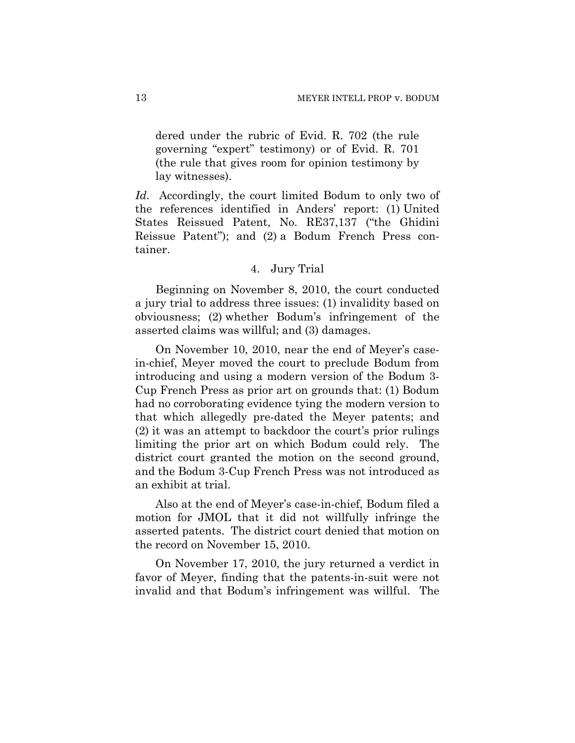> dered under the rubric of Evid. R. 702 (the rule governing "expert" testimony) or of Evid. R. 701 (the rule that gives room for opinion testimony by lay witnesses).

*Id.* Accordingly, the court limited Bodum to only two of the references identified in Anders' report: (1) United States Reissued Patent, No. RE37,137 ("the Ghidini Reissue Patent"); and (2) a Bodum French Press container.

### 4. Jury Trial

Beginning on November 8, 2010, the court conducted a jury trial to address three issues: (1) invalidity based on obviousness; (2) whether Bodum's infringement of the asserted claims was willful; and (3) damages.

On November 10, 2010, near the end of Meyer's case-in-chief, Meyer moved the court to preclude Bodum from introducing and using a modern version of the Bodum 3-Cup French Press as prior art on grounds that: (1) Bodum had no corroborating evidence tying the modern version to that which allegedly pre-dated the Meyer patents; and (2) it was an attempt to backdoor the court's prior rulings limiting the prior art on which Bodum could rely. The district court granted the motion on the second ground, and the Bodum 3-Cup French Press was not introduced as an exhibit at trial.

Also at the end of Meyer's case-in-chief, Bodum filed a motion for JMOL that it did not willfully infringe the asserted patents. The district court denied that motion on the record on November 15, 2010.

On November 17, 2010, the jury returned a verdict in favor of Meyer, finding that the patents-in-suit were not invalid and that Bodum's infringement was willful. The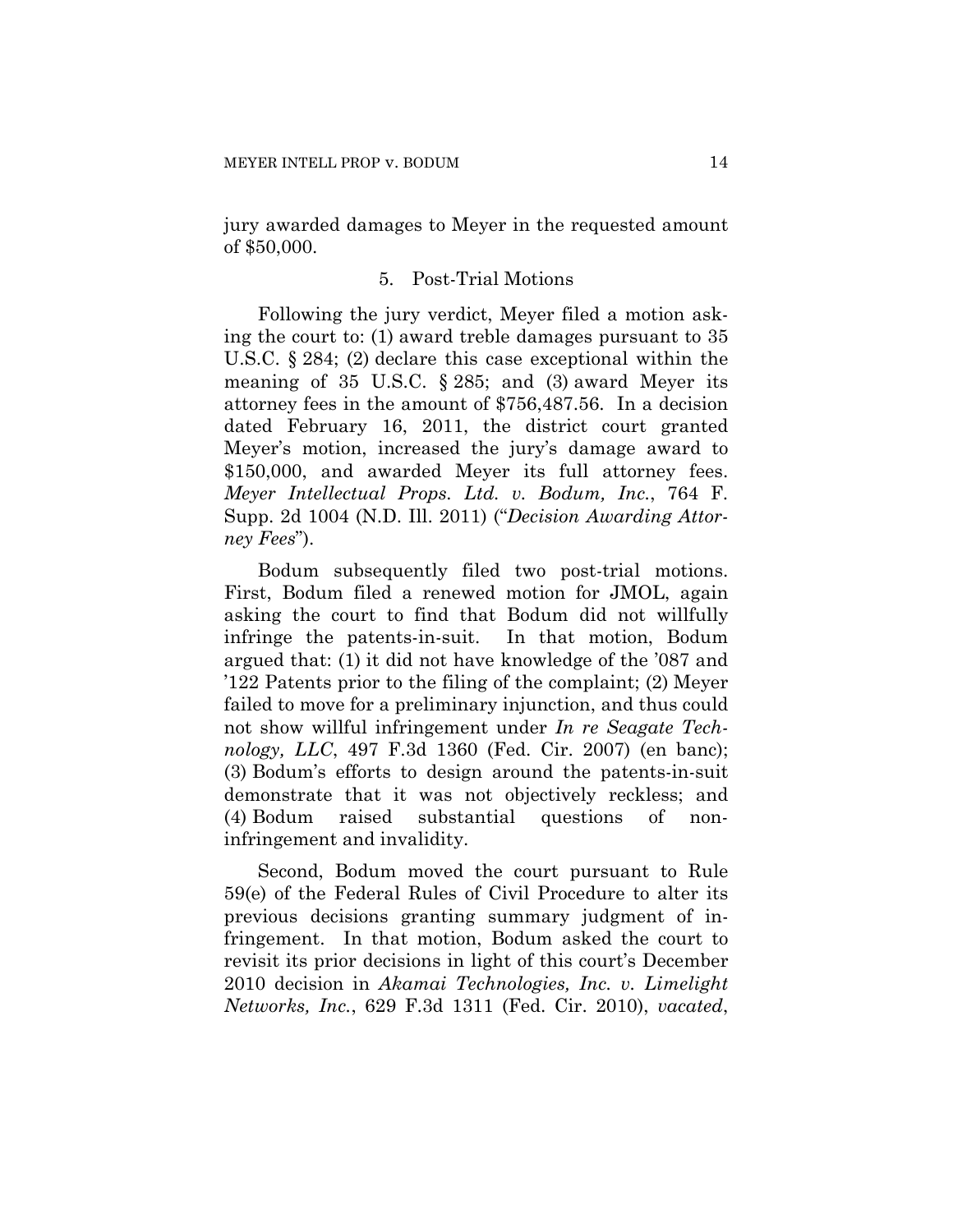jury awarded damages to Meyer in the requested amount of $50,000.

### 5. Post-Trial Motions

Following the jury verdict, Meyer filed a motion asking the court to: (1) award treble damages pursuant to 35 U.S.C. § 284; (2) declare this case exceptional within the meaning of 35 U.S.C. § 285; and (3) award Meyer its attorney fees in the amount of $756,487.56. In a decision dated February 16, 2011, the district court granted Meyer's motion, increased the jury's damage award to $150,000, and awarded Meyer its full attorney fees. *Meyer Intellectual Props. Ltd. v. Bodum, Inc.*, 764 F. Supp. 2d 1004 (N.D. Ill. 2011) ("*Decision Awarding Attorney Fees*").

Bodum subsequently filed two post-trial motions. First, Bodum filed a renewed motion for JMOL, again asking the court to find that Bodum did not willfully infringe the patents-in-suit. In that motion, Bodum argued that: (1) it did not have knowledge of the '087 and '122 Patents prior to the filing of the complaint; (2) Meyer failed to move for a preliminary injunction, and thus could not show willful infringement under *In re Seagate Technology, LLC*, 497 F.3d 1360 (Fed. Cir. 2007) (en banc); (3) Bodum's efforts to design around the patents-in-suit demonstrate that it was not objectively reckless; and (4) Bodum raised substantial questions of non-infringement and invalidity.

Second, Bodum moved the court pursuant to Rule 59(e) of the Federal Rules of Civil Procedure to alter its previous decisions granting summary judgment of infringement. In that motion, Bodum asked the court to revisit its prior decisions in light of this court's December 2010 decision in *Akamai Technologies, Inc. v. Limelight Networks, Inc.*, 629 F.3d 1311 (Fed. Cir. 2010), *vacated*,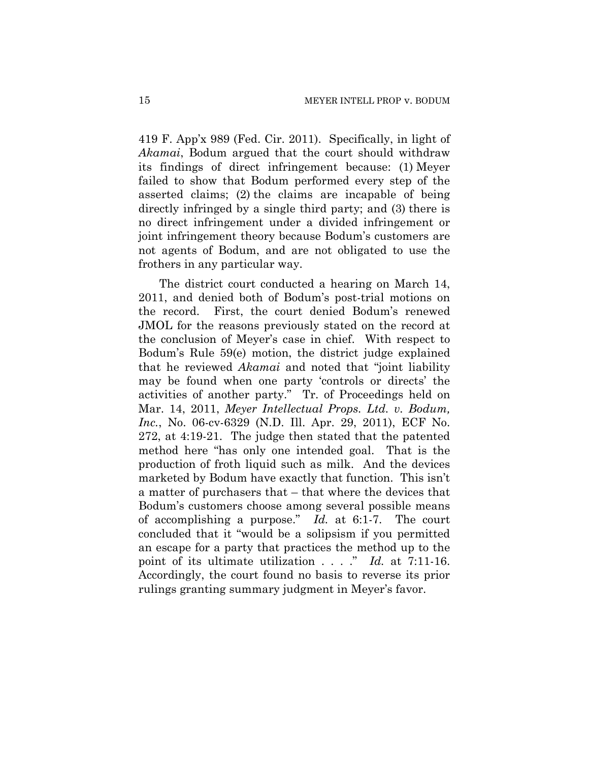419 F. App'x 989 (Fed. Cir. 2011). Specifically, in light of *Akamai*, Bodum argued that the court should withdraw its findings of direct infringement because: (1) Meyer failed to show that Bodum performed every step of the asserted claims; (2) the claims are incapable of being directly infringed by a single third party; and (3) there is no direct infringement under a divided infringement or joint infringement theory because Bodum's customers are not agents of Bodum, and are not obligated to use the frothers in any particular way.

The district court conducted a hearing on March 14, 2011, and denied both of Bodum's post-trial motions on the record. First, the court denied Bodum's renewed JMOL for the reasons previously stated on the record at the conclusion of Meyer's case in chief. With respect to Bodum's Rule 59(e) motion, the district judge explained that he reviewed *Akamai* and noted that "joint liability may be found when one party 'controls or directs' the activities of another party." Tr. of Proceedings held on Mar. 14, 2011, *Meyer Intellectual Props. Ltd. v. Bodum, Inc.*, No. 06-cv-6329 (N.D. Ill. Apr. 29, 2011), ECF No. 272, at 4:19-21. The judge then stated that the patented method here "has only one intended goal. That is the production of froth liquid such as milk. And the devices marketed by Bodum have exactly that function. This isn't a matter of purchasers that – that where the devices that Bodum's customers choose among several possible means of accomplishing a purpose." *Id.* at 6:1-7. The court concluded that it "would be a solipsism if you permitted an escape for a party that practices the method up to the point of its ultimate utilization . . . ." *Id.* at 7:11-16. Accordingly, the court found no basis to reverse its prior rulings granting summary judgment in Meyer's favor.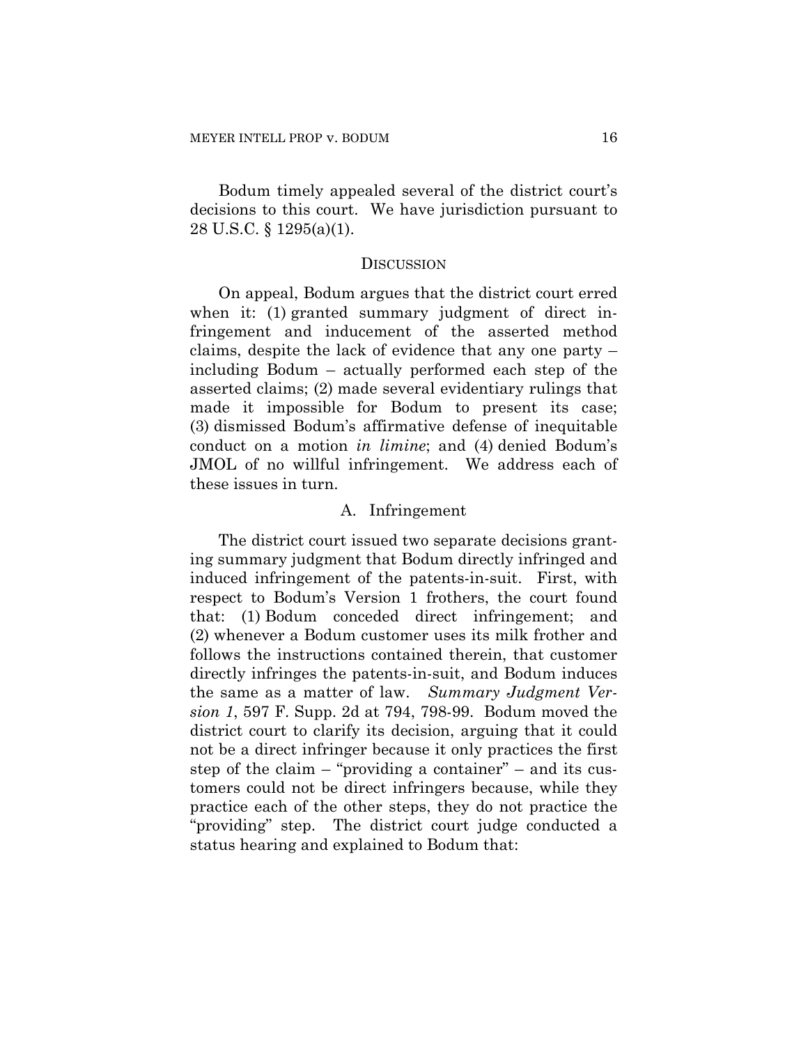Bodum timely appealed several of the district court's decisions to this court. We have jurisdiction pursuant to 28 U.S.C. § 1295(a)(1).

## DISCUSSION

On appeal, Bodum argues that the district court erred when it: (1) granted summary judgment of direct infringement and inducement of the asserted method claims, despite the lack of evidence that any one party – including Bodum – actually performed each step of the asserted claims; (2) made several evidentiary rulings that made it impossible for Bodum to present its case; (3) dismissed Bodum's affirmative defense of inequitable conduct on a motion *in limine*; and (4) denied Bodum's JMOL of no willful infringement. We address each of these issues in turn.

### A. Infringement

The district court issued two separate decisions granting summary judgment that Bodum directly infringed and induced infringement of the patents-in-suit. First, with respect to Bodum's Version 1 frothers, the court found that: (1) Bodum conceded direct infringement; and (2) whenever a Bodum customer uses its milk frother and follows the instructions contained therein, that customer directly infringes the patents-in-suit, and Bodum induces the same as a matter of law. *Summary Judgment Version 1*, 597 F. Supp. 2d at 794, 798-99. Bodum moved the district court to clarify its decision, arguing that it could not be a direct infringer because it only practices the first step of the claim – "providing a container" – and its customers could not be direct infringers because, while they practice each of the other steps, they do not practice the "providing" step. The district court judge conducted a status hearing and explained to Bodum that: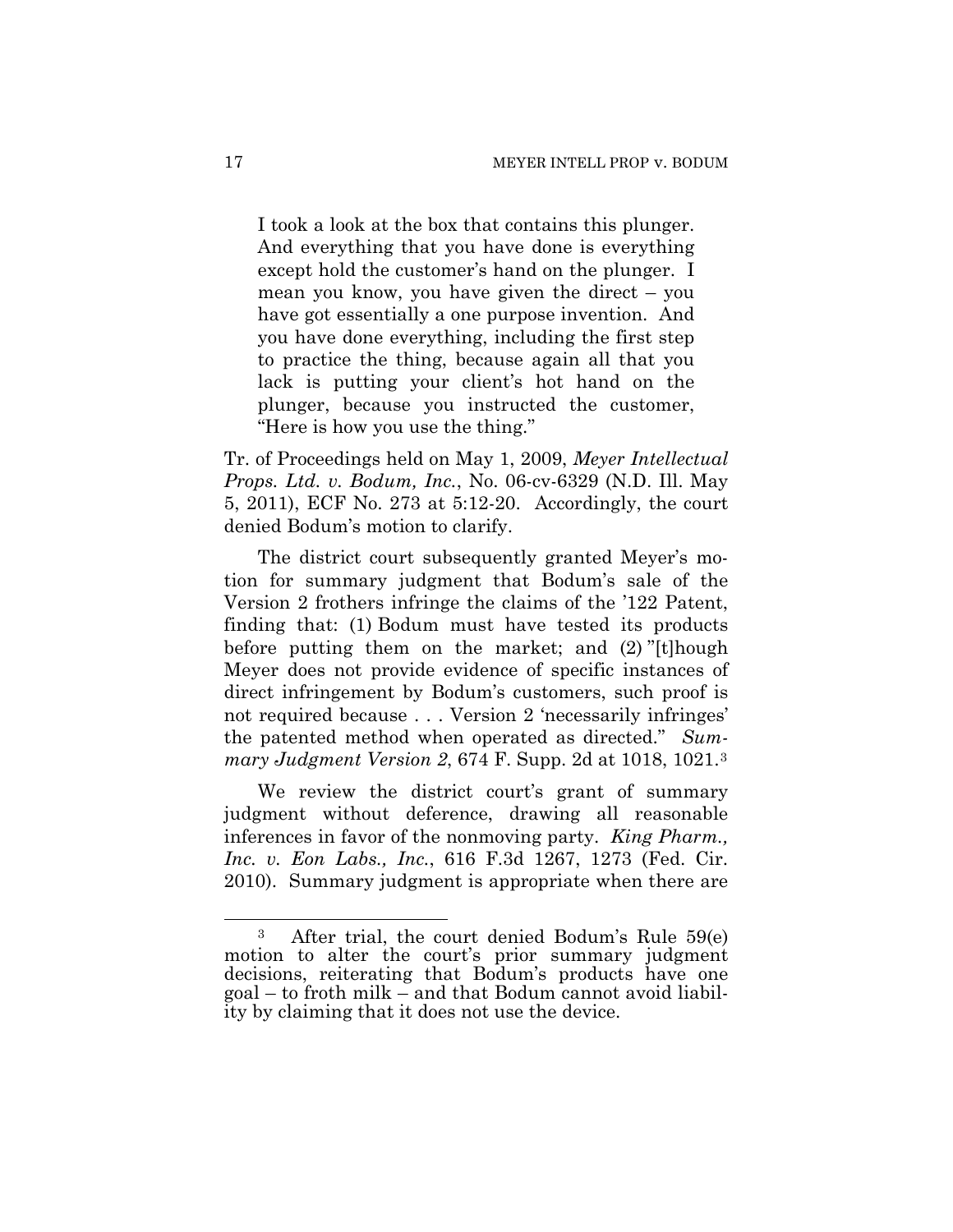> I took a look at the box that contains this plunger. And everything that you have done is everything except hold the customer's hand on the plunger. I mean you know, you have given the direct – you have got essentially a one purpose invention. And you have done everything, including the first step to practice the thing, because again all that you lack is putting your client's hot hand on the plunger, because you instructed the customer, "Here is how you use the thing."

Tr. of Proceedings held on May 1, 2009, *Meyer Intellectual Props. Ltd. v. Bodum, Inc.*, No. 06-cv-6329 (N.D. Ill. May 5, 2011), ECF No. 273 at 5:12-20. Accordingly, the court denied Bodum's motion to clarify.

The district court subsequently granted Meyer's motion for summary judgment that Bodum's sale of the Version 2 frothers infringe the claims of the '122 Patent, finding that: (1) Bodum must have tested its products before putting them on the market; and (2) "[t]hough Meyer does not provide evidence of specific instances of direct infringement by Bodum's customers, such proof is not required because . . . Version 2 'necessarily infringes' the patented method when operated as directed." *Summary Judgment Version 2*, 674 F. Supp. 2d at 1018, 1021.[3]

We review the district court's grant of summary judgment without deference, drawing all reasonable inferences in favor of the nonmoving party. *King Pharm., Inc. v. Eon Labs., Inc.*, 616 F.3d 1267, 1273 (Fed. Cir. 2010). Summary judgment is appropriate when there are

---

[3] After trial, the court denied Bodum's Rule 59(e) motion to alter the court's prior summary judgment decisions, reiterating that Bodum's products have one goal – to froth milk – and that Bodum cannot avoid liability by claiming that it does not use the device.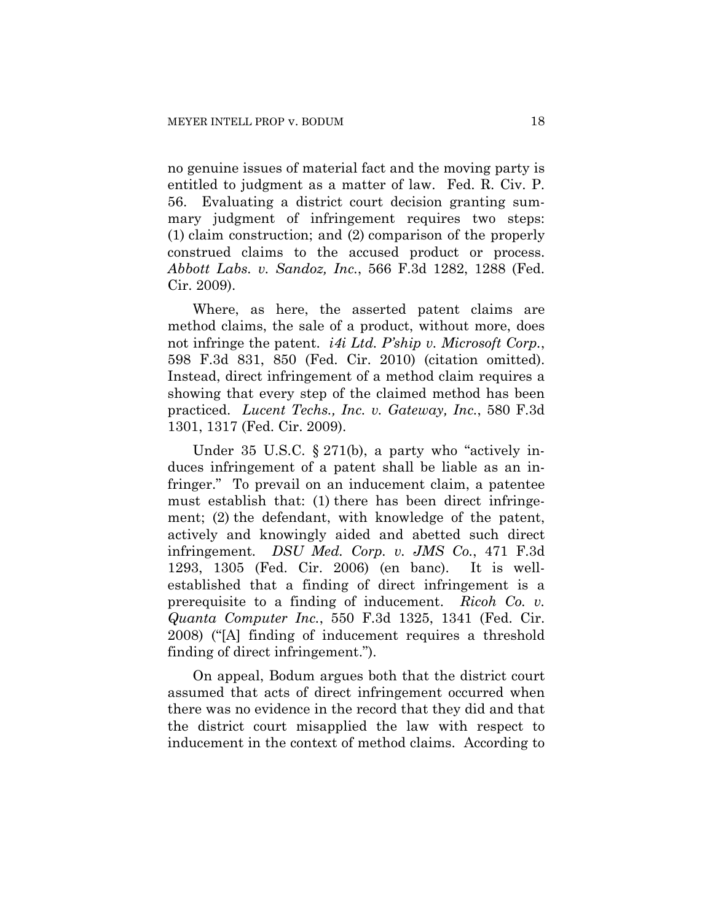no genuine issues of material fact and the moving party is entitled to judgment as a matter of law. Fed. R. Civ. P. 56. Evaluating a district court decision granting summary judgment of infringement requires two steps: (1) claim construction; and (2) comparison of the properly construed claims to the accused product or process. *Abbott Labs. v. Sandoz, Inc.*, 566 F.3d 1282, 1288 (Fed. Cir. 2009).

Where, as here, the asserted patent claims are method claims, the sale of a product, without more, does not infringe the patent. *i4i Ltd. P'ship v. Microsoft Corp.*, 598 F.3d 831, 850 (Fed. Cir. 2010) (citation omitted). Instead, direct infringement of a method claim requires a showing that every step of the claimed method has been practiced. *Lucent Techs., Inc. v. Gateway, Inc.*, 580 F.3d 1301, 1317 (Fed. Cir. 2009).

Under 35 U.S.C. § 271(b), a party who "actively induces infringement of a patent shall be liable as an infringer." To prevail on an inducement claim, a patentee must establish that: (1) there has been direct infringement; (2) the defendant, with knowledge of the patent, actively and knowingly aided and abetted such direct infringement. *DSU Med. Corp. v. JMS Co.*, 471 F.3d 1293, 1305 (Fed. Cir. 2006) (en banc). It is well-established that a finding of direct infringement is a prerequisite to a finding of inducement. *Ricoh Co. v. Quanta Computer Inc.*, 550 F.3d 1325, 1341 (Fed. Cir. 2008) ("[A] finding of inducement requires a threshold finding of direct infringement.").

On appeal, Bodum argues both that the district court assumed that acts of direct infringement occurred when there was no evidence in the record that they did and that the district court misapplied the law with respect to inducement in the context of method claims. According to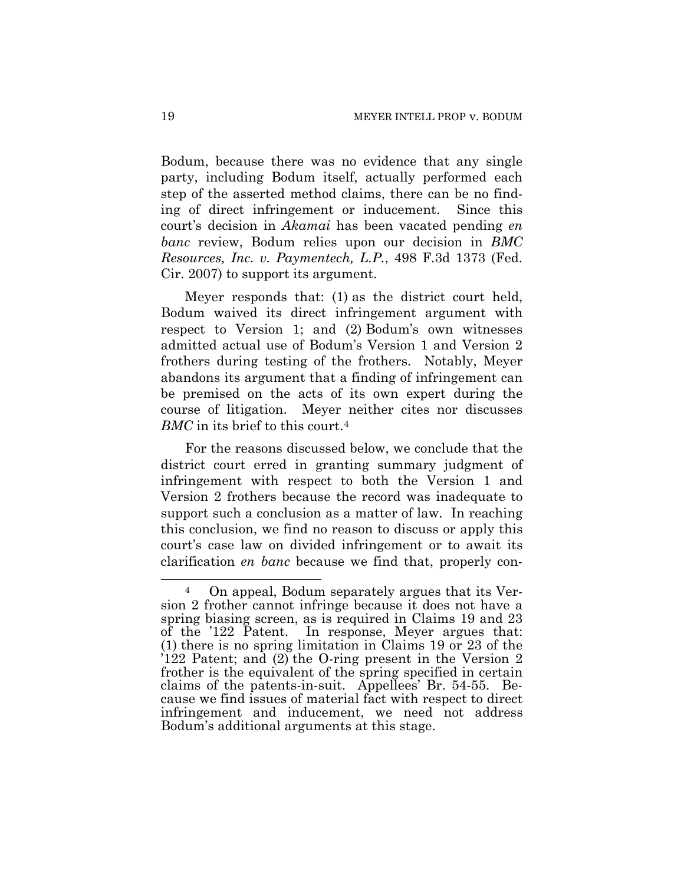Bodum, because there was no evidence that any single party, including Bodum itself, actually performed each step of the asserted method claims, there can be no finding of direct infringement or inducement. Since this court's decision in *Akamai* has been vacated pending *en banc* review, Bodum relies upon our decision in *BMC Resources, Inc. v. Paymentech, L.P.*, 498 F.3d 1373 (Fed. Cir. 2007) to support its argument.

Meyer responds that: (1) as the district court held, Bodum waived its direct infringement argument with respect to Version 1; and (2) Bodum's own witnesses admitted actual use of Bodum's Version 1 and Version 2 frothers during testing of the frothers. Notably, Meyer abandons its argument that a finding of infringement can be premised on the acts of its own expert during the course of litigation. Meyer neither cites nor discusses *BMC* in its brief to this court.[4]

For the reasons discussed below, we conclude that the district court erred in granting summary judgment of infringement with respect to both the Version 1 and Version 2 frothers because the record was inadequate to support such a conclusion as a matter of law. In reaching this conclusion, we find no reason to discuss or apply this court's case law on divided infringement or to await its clarification *en banc* because we find that, properly con-

---

[4] On appeal, Bodum separately argues that its Version 2 frother cannot infringe because it does not have a spring biasing screen, as is required in Claims 19 and 23 of the '122 Patent. In response, Meyer argues that: (1) there is no spring limitation in Claims 19 or 23 of the '122 Patent; and (2) the O-ring present in the Version 2 frother is the equivalent of the spring specified in certain claims of the patents-in-suit. Appellees' Br. 54-55. Because we find issues of material fact with respect to direct infringement and inducement, we need not address Bodum's additional arguments at this stage.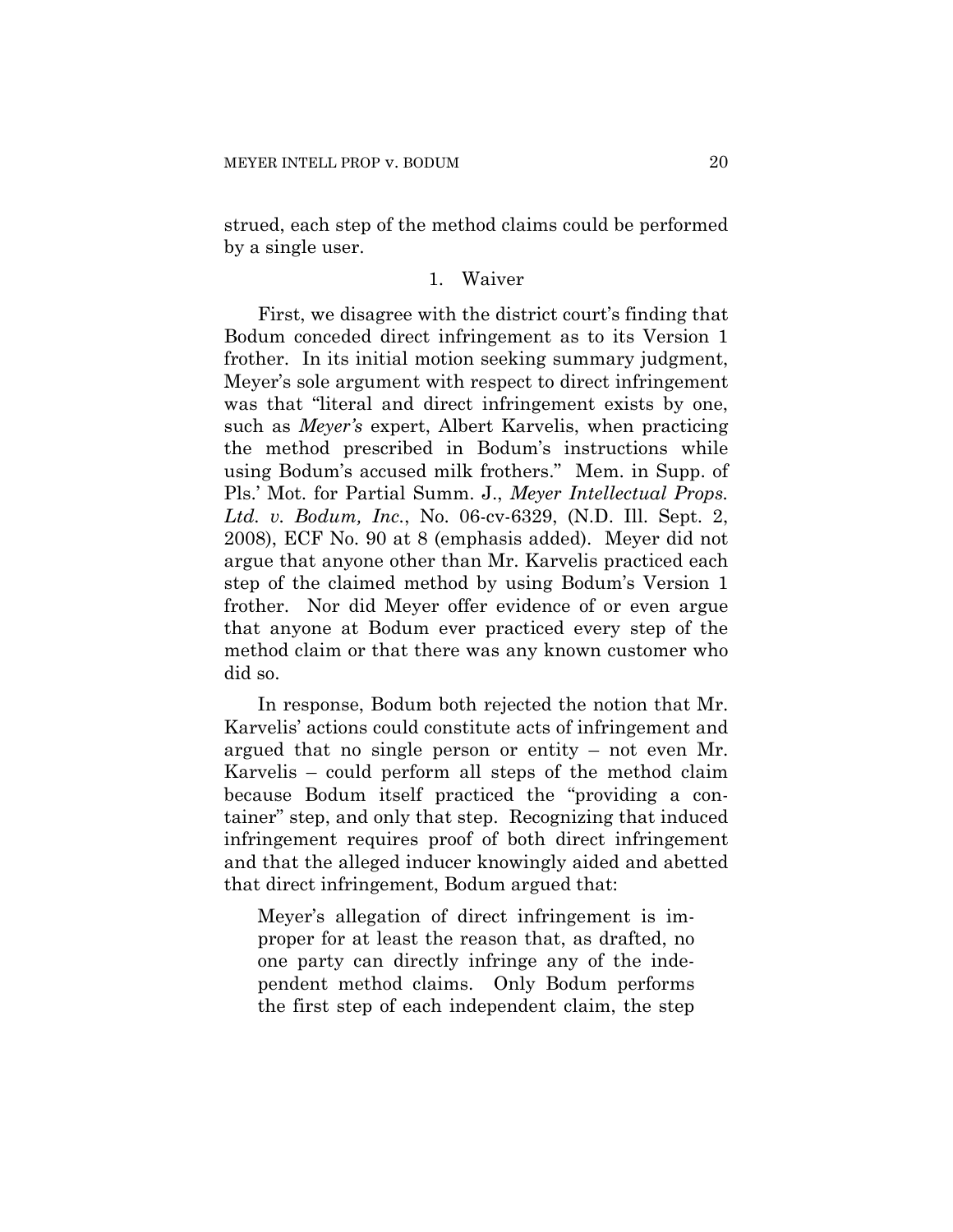strued, each step of the method claims could be performed by a single user.

### 1. Waiver

First, we disagree with the district court's finding that Bodum conceded direct infringement as to its Version 1 frother. In its initial motion seeking summary judgment, Meyer's sole argument with respect to direct infringement was that "literal and direct infringement exists by one, such as *Meyer's* expert, Albert Karvelis, when practicing the method prescribed in Bodum's instructions while using Bodum's accused milk frothers." Mem. in Supp. of Pls.' Mot. for Partial Summ. J., *Meyer Intellectual Props. Ltd. v. Bodum, Inc.*, No. 06-cv-6329, (N.D. Ill. Sept. 2, 2008), ECF No. 90 at 8 (emphasis added). Meyer did not argue that anyone other than Mr. Karvelis practiced each step of the claimed method by using Bodum's Version 1 frother. Nor did Meyer offer evidence of or even argue that anyone at Bodum ever practiced every step of the method claim or that there was any known customer who did so.

In response, Bodum both rejected the notion that Mr. Karvelis' actions could constitute acts of infringement and argued that no single person or entity – not even Mr. Karvelis – could perform all steps of the method claim because Bodum itself practiced the "providing a container" step, and only that step. Recognizing that induced infringement requires proof of both direct infringement and that the alleged inducer knowingly aided and abetted that direct infringement, Bodum argued that:

> Meyer's allegation of direct infringement is improper for at least the reason that, as drafted, no one party can directly infringe any of the independent method claims. Only Bodum performs the first step of each independent claim, the step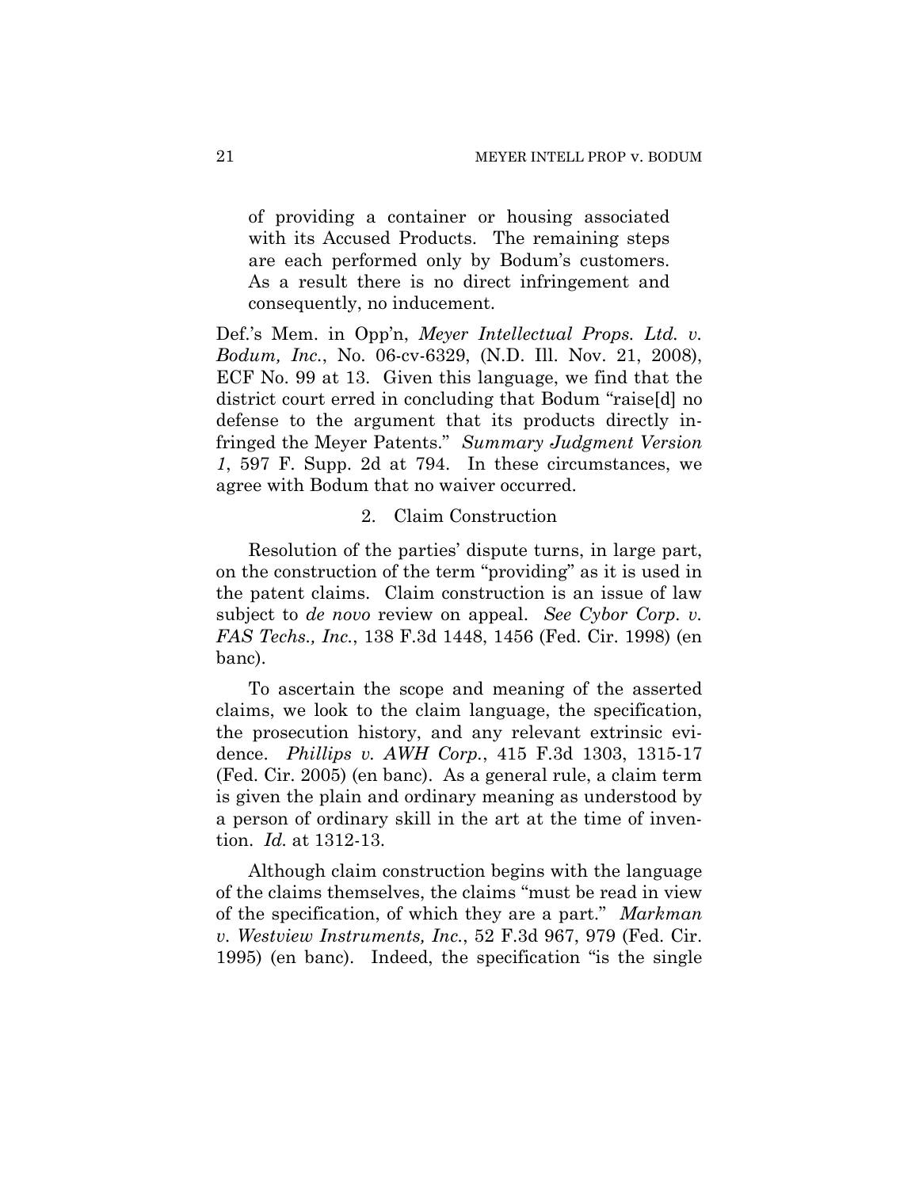> of providing a container or housing associated with its Accused Products. The remaining steps are each performed only by Bodum's customers. As a result there is no direct infringement and consequently, no inducement.

Def.'s Mem. in Opp'n, *Meyer Intellectual Props. Ltd. v. Bodum, Inc.*, No. 06-cv-6329, (N.D. Ill. Nov. 21, 2008), ECF No. 99 at 13. Given this language, we find that the district court erred in concluding that Bodum "raise[d] no defense to the argument that its products directly infringed the Meyer Patents." *Summary Judgment Version 1*, 597 F. Supp. 2d at 794. In these circumstances, we agree with Bodum that no waiver occurred.

### 2. Claim Construction

Resolution of the parties' dispute turns, in large part, on the construction of the term "providing" as it is used in the patent claims. Claim construction is an issue of law subject to *de novo* review on appeal. *See Cybor Corp. v. FAS Techs., Inc.*, 138 F.3d 1448, 1456 (Fed. Cir. 1998) (en banc).

To ascertain the scope and meaning of the asserted claims, we look to the claim language, the specification, the prosecution history, and any relevant extrinsic evidence. *Phillips v. AWH Corp.*, 415 F.3d 1303, 1315-17 (Fed. Cir. 2005) (en banc). As a general rule, a claim term is given the plain and ordinary meaning as understood by a person of ordinary skill in the art at the time of invention. *Id.* at 1312-13.

Although claim construction begins with the language of the claims themselves, the claims "must be read in view of the specification, of which they are a part." *Markman v. Westview Instruments, Inc.*, 52 F.3d 967, 979 (Fed. Cir. 1995) (en banc). Indeed, the specification "is the single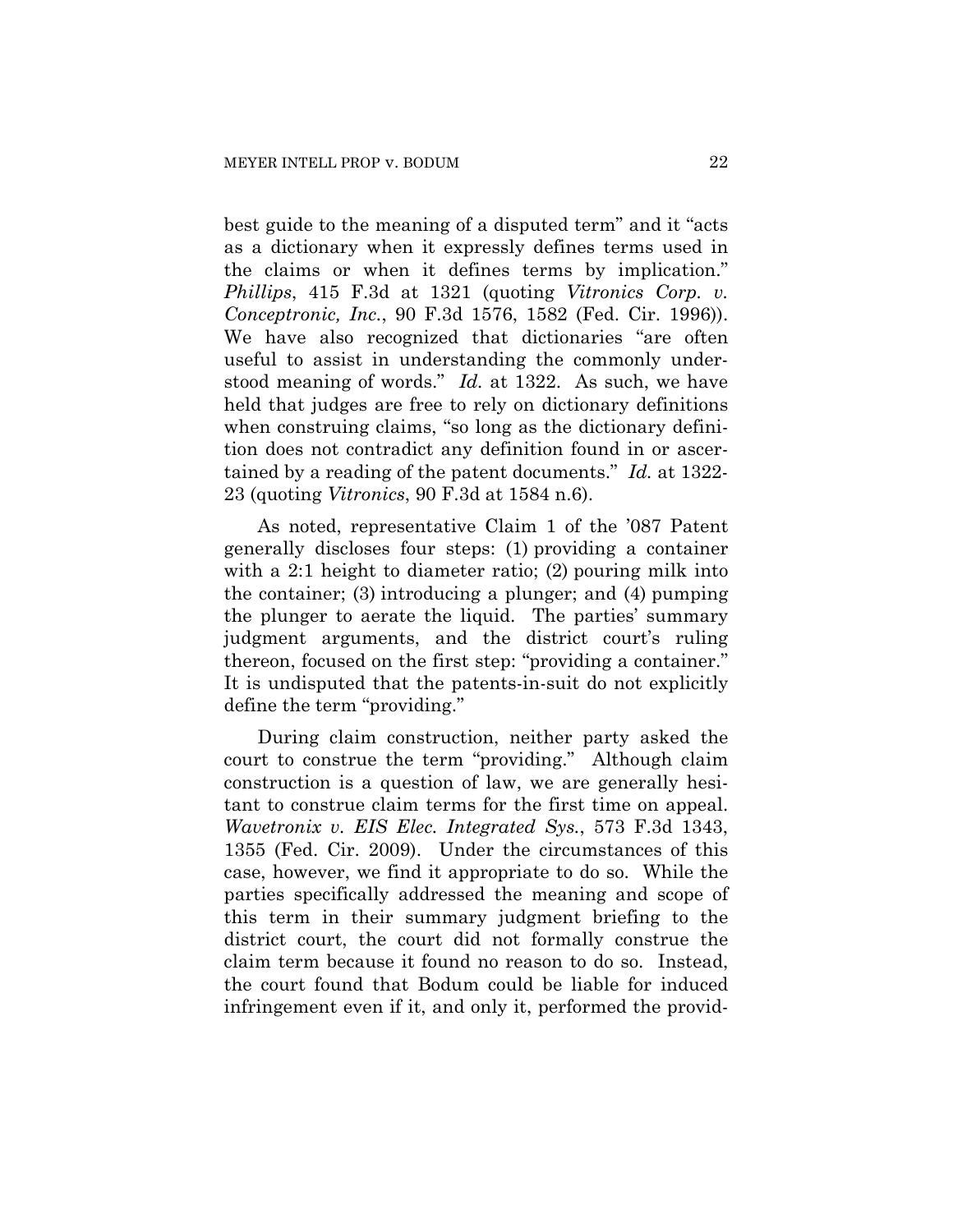best guide to the meaning of a disputed term" and it "acts as a dictionary when it expressly defines terms used in the claims or when it defines terms by implication." *Phillips*, 415 F.3d at 1321 (quoting *Vitronics Corp. v. Conceptronic, Inc.*, 90 F.3d 1576, 1582 (Fed. Cir. 1996)). We have also recognized that dictionaries "are often useful to assist in understanding the commonly understood meaning of words." *Id.* at 1322. As such, we have held that judges are free to rely on dictionary definitions when construing claims, "so long as the dictionary definition does not contradict any definition found in or ascertained by a reading of the patent documents." *Id.* at 1322-23 (quoting *Vitronics*, 90 F.3d at 1584 n.6).

As noted, representative Claim 1 of the '087 Patent generally discloses four steps: (1) providing a container with a 2:1 height to diameter ratio; (2) pouring milk into the container; (3) introducing a plunger; and (4) pumping the plunger to aerate the liquid. The parties' summary judgment arguments, and the district court's ruling thereon, focused on the first step: "providing a container." It is undisputed that the patents-in-suit do not explicitly define the term "providing."

During claim construction, neither party asked the court to construe the term "providing." Although claim construction is a question of law, we are generally hesitant to construe claim terms for the first time on appeal. *Wavetronix v. EIS Elec. Integrated Sys.*, 573 F.3d 1343, 1355 (Fed. Cir. 2009). Under the circumstances of this case, however, we find it appropriate to do so. While the parties specifically addressed the meaning and scope of this term in their summary judgment briefing to the district court, the court did not formally construe the claim term because it found no reason to do so. Instead, the court found that Bodum could be liable for induced infringement even if it, and only it, performed the provid-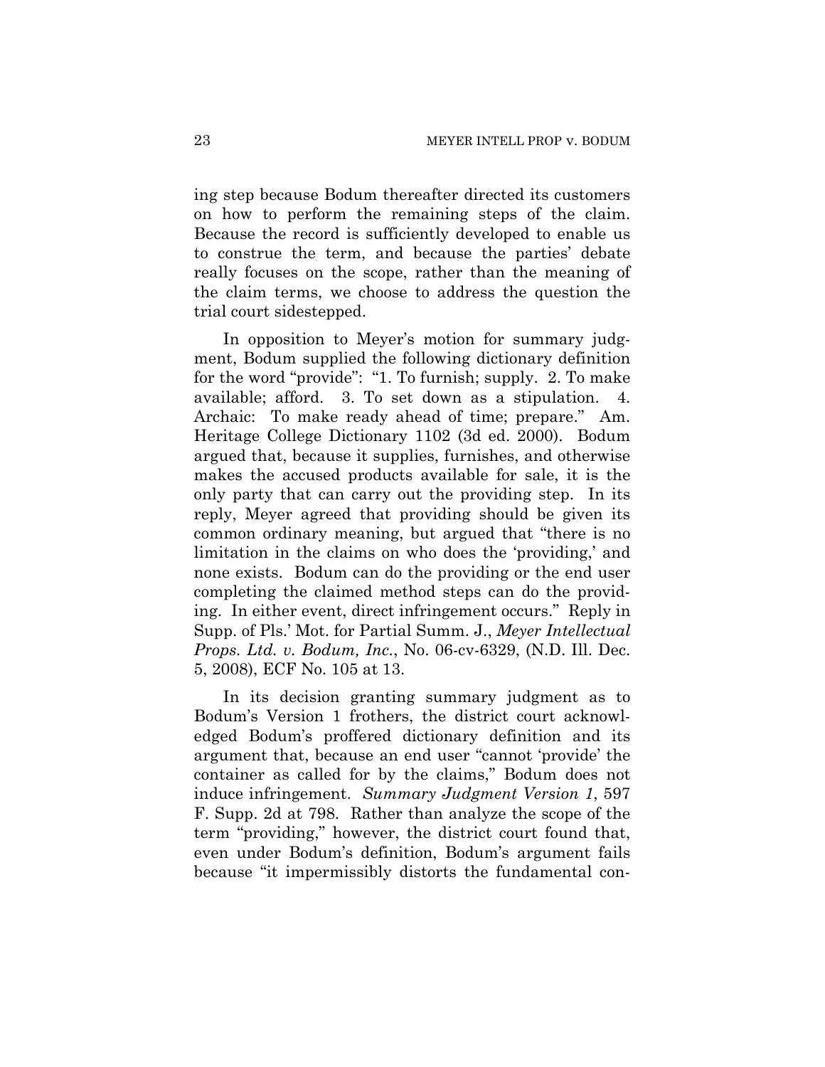ing step because Bodum thereafter directed its customers on how to perform the remaining steps of the claim. Because the record is sufficiently developed to enable us to construe the term, and because the parties' debate really focuses on the scope, rather than the meaning of the claim terms, we choose to address the question the trial court sidestepped.

In opposition to Meyer's motion for summary judgment, Bodum supplied the following dictionary definition for the word "provide": "1. To furnish; supply. 2. To make available; afford. 3. To set down as a stipulation. 4. Archaic: To make ready ahead of time; prepare." Am. Heritage College Dictionary 1102 (3d ed. 2000). Bodum argued that, because it supplies, furnishes, and otherwise makes the accused products available for sale, it is the only party that can carry out the providing step. In its reply, Meyer agreed that providing should be given its common ordinary meaning, but argued that "there is no limitation in the claims on who does the 'providing,' and none exists. Bodum can do the providing or the end user completing the claimed method steps can do the providing. In either event, direct infringement occurs." Reply in Supp. of Pls.' Mot. for Partial Summ. J., *Meyer Intellectual Props. Ltd. v. Bodum, Inc.*, No. 06-cv-6329, (N.D. Ill. Dec. 5, 2008), ECF No. 105 at 13.

In its decision granting summary judgment as to Bodum's Version 1 frothers, the district court acknowledged Bodum's proffered dictionary definition and its argument that, because an end user "cannot 'provide' the container as called for by the claims," Bodum does not induce infringement. *Summary Judgment Version 1*, 597 F. Supp. 2d at 798. Rather than analyze the scope of the term "providing," however, the district court found that, even under Bodum's definition, Bodum's argument fails because "it impermissibly distorts the fundamental con-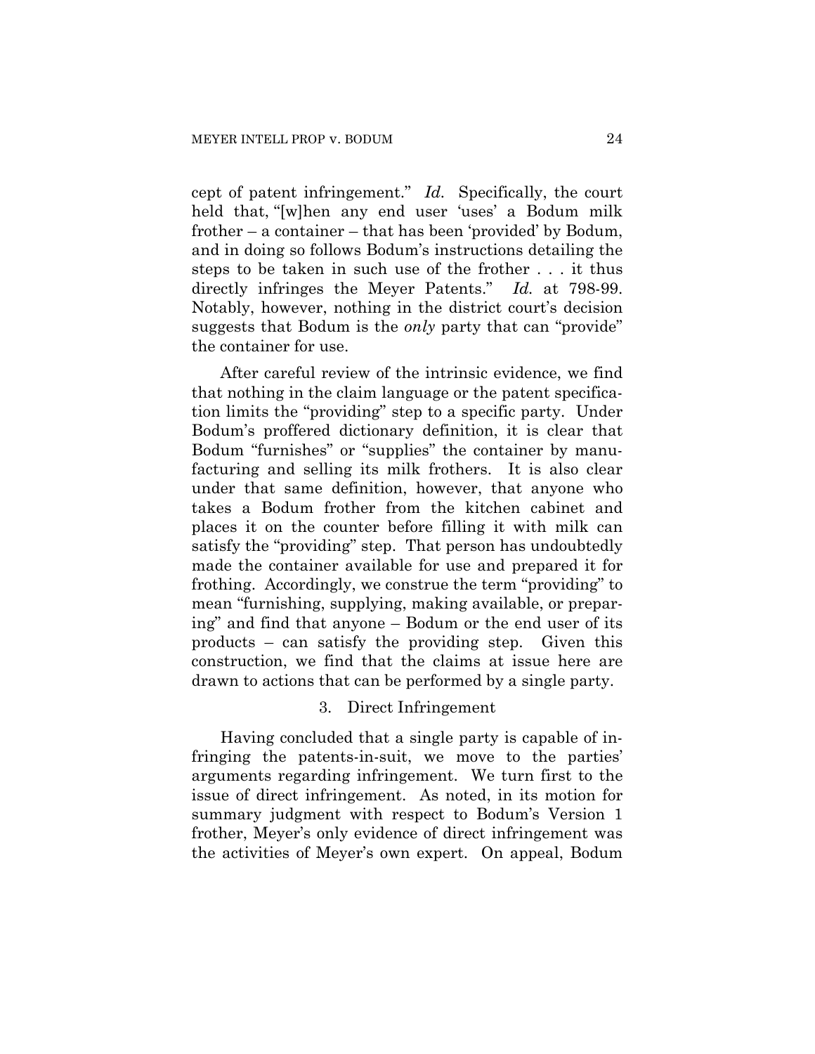cept of patent infringement." *Id.* Specifically, the court held that, "[w]hen any end user 'uses' a Bodum milk frother – a container – that has been 'provided' by Bodum, and in doing so follows Bodum's instructions detailing the steps to be taken in such use of the frother . . . it thus directly infringes the Meyer Patents." *Id.* at 798-99. Notably, however, nothing in the district court's decision suggests that Bodum is the *only* party that can "provide" the container for use.

After careful review of the intrinsic evidence, we find that nothing in the claim language or the patent specification limits the "providing" step to a specific party. Under Bodum's proffered dictionary definition, it is clear that Bodum "furnishes" or "supplies" the container by manufacturing and selling its milk frothers. It is also clear under that same definition, however, that anyone who takes a Bodum frother from the kitchen cabinet and places it on the counter before filling it with milk can satisfy the "providing" step. That person has undoubtedly made the container available for use and prepared it for frothing. Accordingly, we construe the term "providing" to mean "furnishing, supplying, making available, or preparing" and find that anyone – Bodum or the end user of its products – can satisfy the providing step. Given this construction, we find that the claims at issue here are drawn to actions that can be performed by a single party.

### 3. Direct Infringement

Having concluded that a single party is capable of infringing the patents-in-suit, we move to the parties' arguments regarding infringement. We turn first to the issue of direct infringement. As noted, in its motion for summary judgment with respect to Bodum's Version 1 frother, Meyer's only evidence of direct infringement was the activities of Meyer's own expert. On appeal, Bodum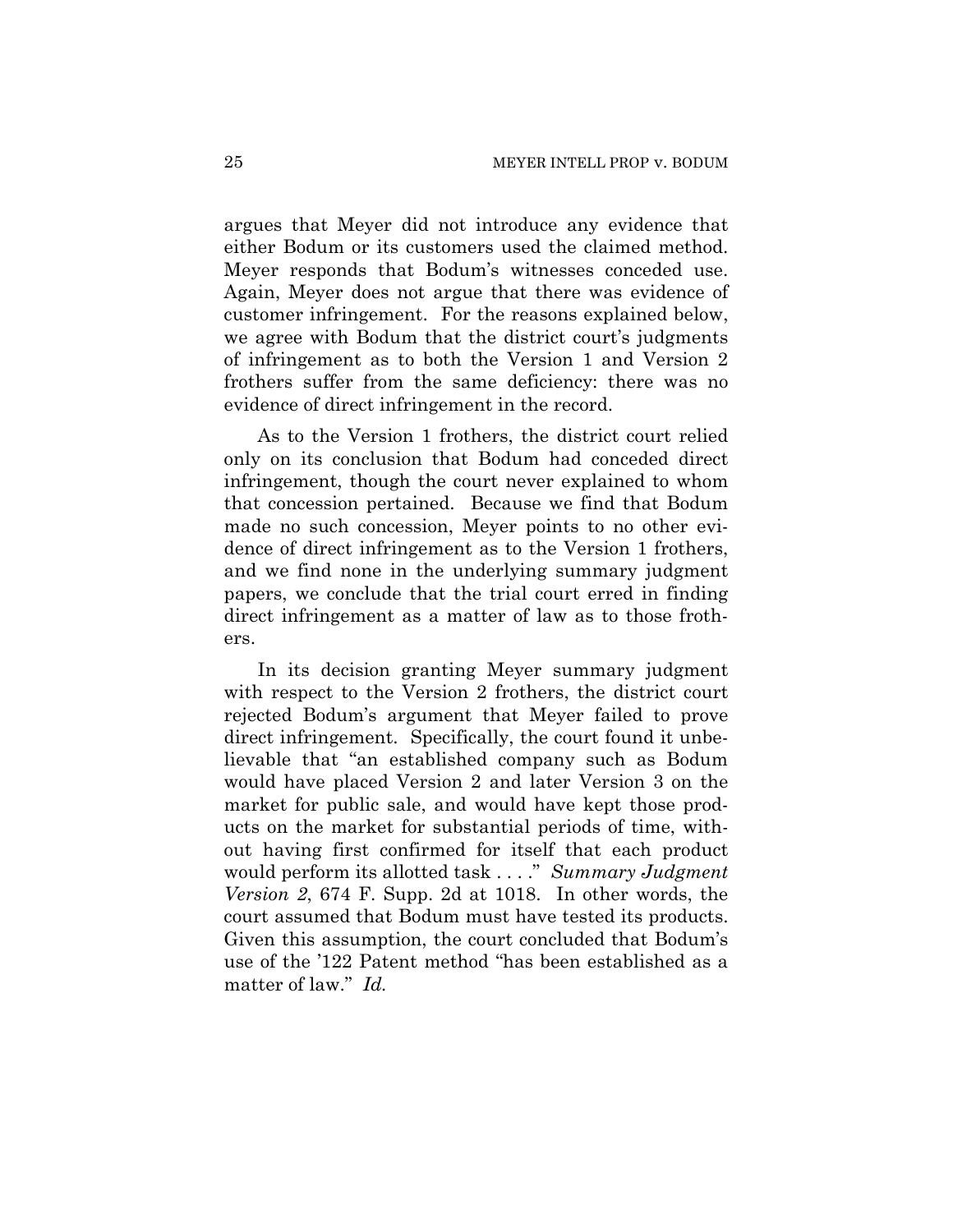argues that Meyer did not introduce any evidence that either Bodum or its customers used the claimed method. Meyer responds that Bodum's witnesses conceded use. Again, Meyer does not argue that there was evidence of customer infringement. For the reasons explained below, we agree with Bodum that the district court's judgments of infringement as to both the Version 1 and Version 2 frothers suffer from the same deficiency: there was no evidence of direct infringement in the record.

As to the Version 1 frothers, the district court relied only on its conclusion that Bodum had conceded direct infringement, though the court never explained to whom that concession pertained. Because we find that Bodum made no such concession, Meyer points to no other evidence of direct infringement as to the Version 1 frothers, and we find none in the underlying summary judgment papers, we conclude that the trial court erred in finding direct infringement as a matter of law as to those frothers.

In its decision granting Meyer summary judgment with respect to the Version 2 frothers, the district court rejected Bodum's argument that Meyer failed to prove direct infringement. Specifically, the court found it unbelievable that "an established company such as Bodum would have placed Version 2 and later Version 3 on the market for public sale, and would have kept those products on the market for substantial periods of time, without having first confirmed for itself that each product would perform its allotted task . . . ." *Summary Judgment Version 2*, 674 F. Supp. 2d at 1018. In other words, the court assumed that Bodum must have tested its products. Given this assumption, the court concluded that Bodum's use of the '122 Patent method "has been established as a matter of law." *Id.*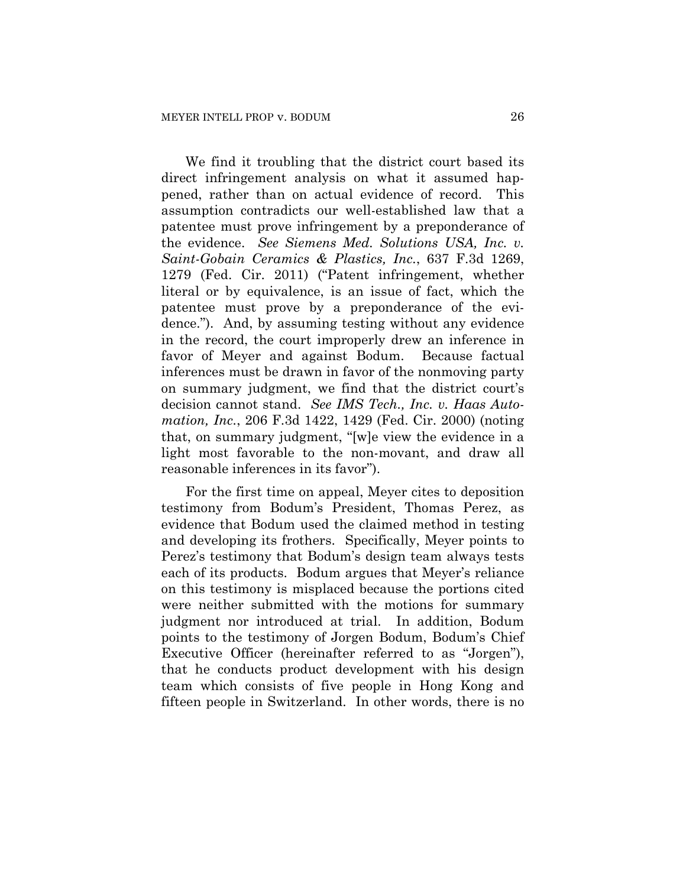We find it troubling that the district court based its direct infringement analysis on what it assumed happened, rather than on actual evidence of record. This assumption contradicts our well-established law that a patentee must prove infringement by a preponderance of the evidence. *See Siemens Med. Solutions USA, Inc. v. Saint-Gobain Ceramics & Plastics, Inc.*, 637 F.3d 1269, 1279 (Fed. Cir. 2011) ("Patent infringement, whether literal or by equivalence, is an issue of fact, which the patentee must prove by a preponderance of the evidence."). And, by assuming testing without any evidence in the record, the court improperly drew an inference in favor of Meyer and against Bodum. Because factual inferences must be drawn in favor of the nonmoving party on summary judgment, we find that the district court's decision cannot stand. *See IMS Tech., Inc. v. Haas Automation, Inc.*, 206 F.3d 1422, 1429 (Fed. Cir. 2000) (noting that, on summary judgment, "[w]e view the evidence in a light most favorable to the non-movant, and draw all reasonable inferences in its favor").

For the first time on appeal, Meyer cites to deposition testimony from Bodum's President, Thomas Perez, as evidence that Bodum used the claimed method in testing and developing its frothers. Specifically, Meyer points to Perez's testimony that Bodum's design team always tests each of its products. Bodum argues that Meyer's reliance on this testimony is misplaced because the portions cited were neither submitted with the motions for summary judgment nor introduced at trial. In addition, Bodum points to the testimony of Jorgen Bodum, Bodum's Chief Executive Officer (hereinafter referred to as "Jorgen"), that he conducts product development with his design team which consists of five people in Hong Kong and fifteen people in Switzerland. In other words, there is no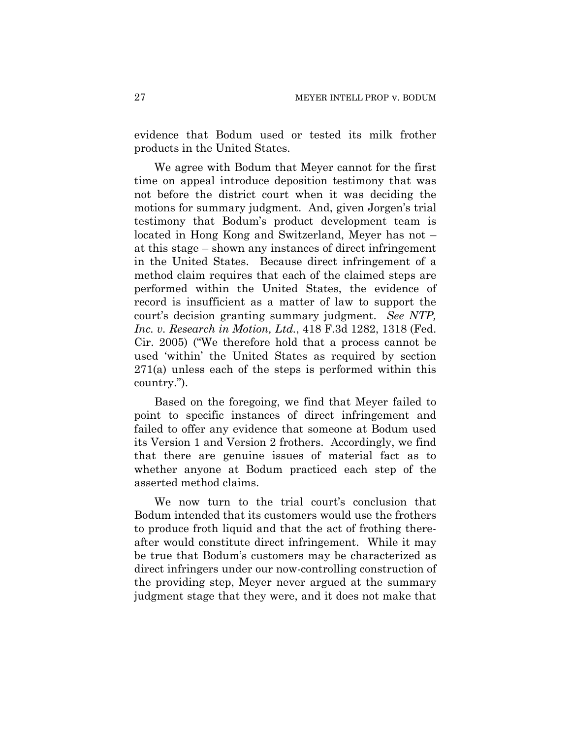evidence that Bodum used or tested its milk frother products in the United States.

We agree with Bodum that Meyer cannot for the first time on appeal introduce deposition testimony that was not before the district court when it was deciding the motions for summary judgment. And, given Jorgen's trial testimony that Bodum's product development team is located in Hong Kong and Switzerland, Meyer has not – at this stage – shown any instances of direct infringement in the United States. Because direct infringement of a method claim requires that each of the claimed steps are performed within the United States, the evidence of record is insufficient as a matter of law to support the court's decision granting summary judgment. *See NTP, Inc. v. Research in Motion, Ltd.*, 418 F.3d 1282, 1318 (Fed. Cir. 2005) ("We therefore hold that a process cannot be used 'within' the United States as required by section 271(a) unless each of the steps is performed within this country.").

Based on the foregoing, we find that Meyer failed to point to specific instances of direct infringement and failed to offer any evidence that someone at Bodum used its Version 1 and Version 2 frothers. Accordingly, we find that there are genuine issues of material fact as to whether anyone at Bodum practiced each step of the asserted method claims.

We now turn to the trial court's conclusion that Bodum intended that its customers would use the frothers to produce froth liquid and that the act of frothing thereafter would constitute direct infringement. While it may be true that Bodum's customers may be characterized as direct infringers under our now-controlling construction of the providing step, Meyer never argued at the summary judgment stage that they were, and it does not make that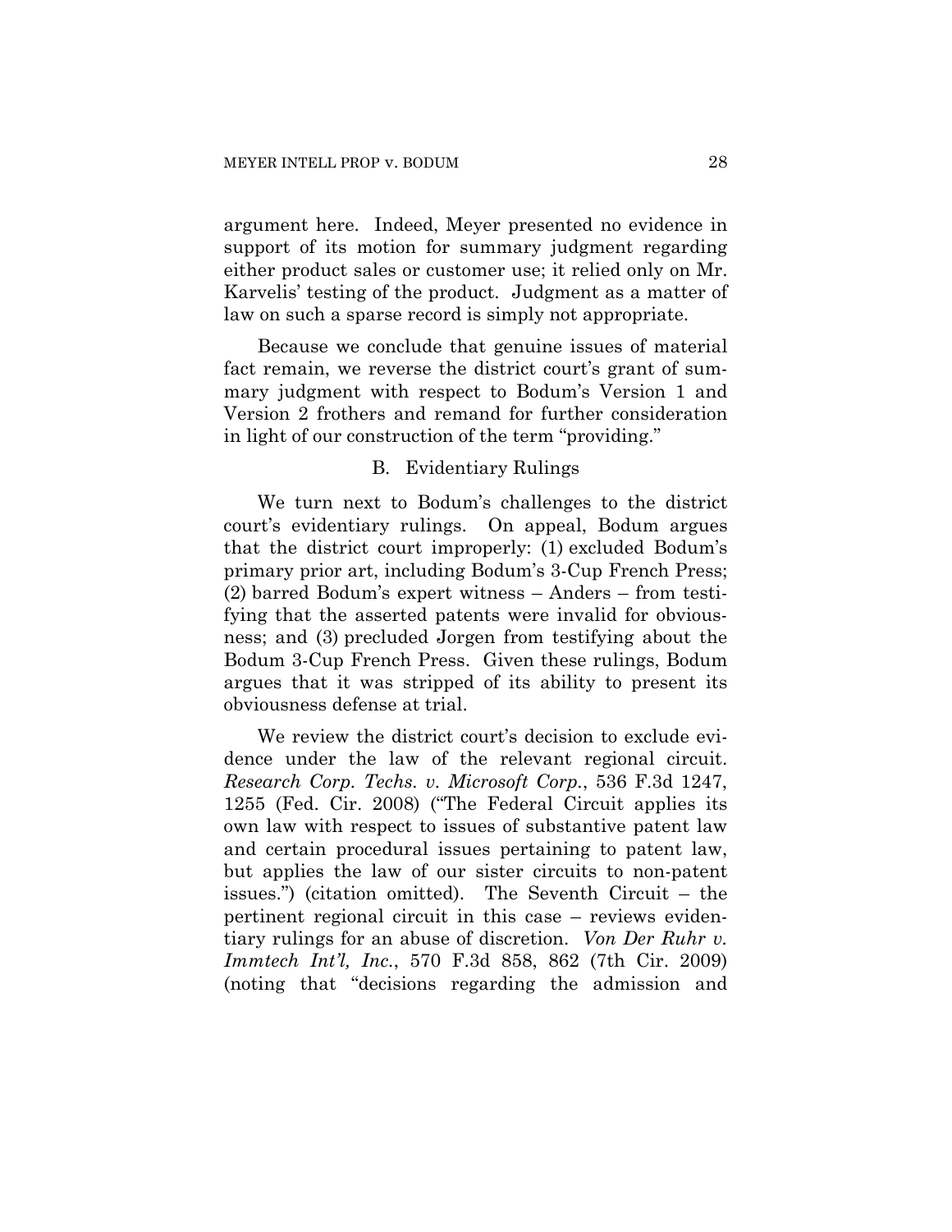argument here. Indeed, Meyer presented no evidence in support of its motion for summary judgment regarding either product sales or customer use; it relied only on Mr. Karvelis' testing of the product. Judgment as a matter of law on such a sparse record is simply not appropriate.

Because we conclude that genuine issues of material fact remain, we reverse the district court's grant of summary judgment with respect to Bodum's Version 1 and Version 2 frothers and remand for further consideration in light of our construction of the term "providing."

### B. Evidentiary Rulings

We turn next to Bodum's challenges to the district court's evidentiary rulings. On appeal, Bodum argues that the district court improperly: (1) excluded Bodum's primary prior art, including Bodum's 3-Cup French Press; (2) barred Bodum's expert witness – Anders – from testifying that the asserted patents were invalid for obviousness; and (3) precluded Jorgen from testifying about the Bodum 3-Cup French Press. Given these rulings, Bodum argues that it was stripped of its ability to present its obviousness defense at trial.

We review the district court's decision to exclude evidence under the law of the relevant regional circuit. *Research Corp. Techs. v. Microsoft Corp.*, 536 F.3d 1247, 1255 (Fed. Cir. 2008) ("The Federal Circuit applies its own law with respect to issues of substantive patent law and certain procedural issues pertaining to patent law, but applies the law of our sister circuits to non-patent issues.") (citation omitted). The Seventh Circuit – the pertinent regional circuit in this case – reviews evidentiary rulings for an abuse of discretion. *Von Der Ruhr v. Immtech Int'l, Inc.*, 570 F.3d 858, 862 (7th Cir. 2009) (noting that "decisions regarding the admission and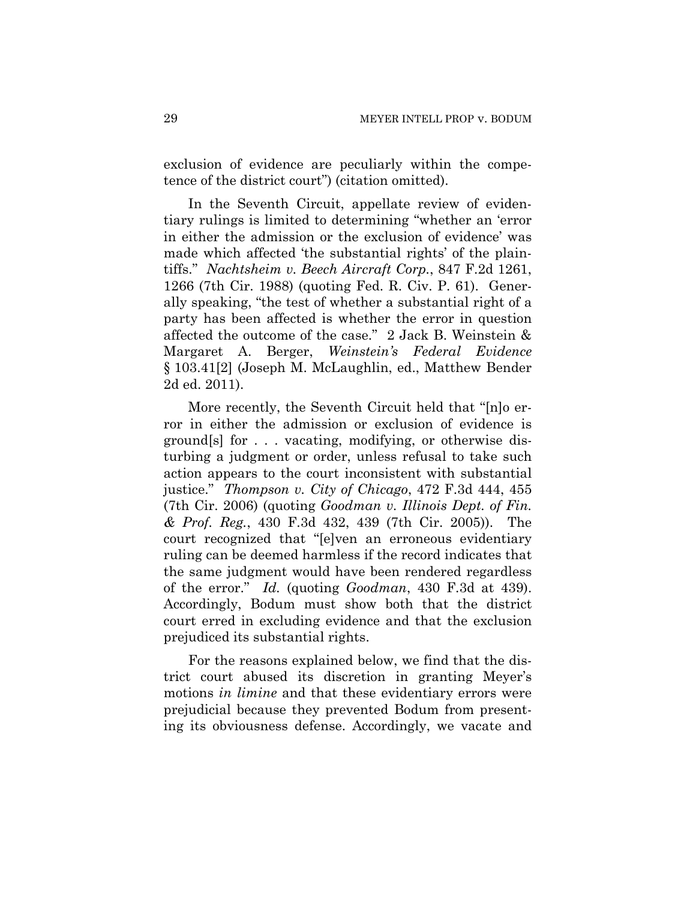exclusion of evidence are peculiarly within the competence of the district court") (citation omitted).

In the Seventh Circuit, appellate review of evidentiary rulings is limited to determining "whether an 'error in either the admission or the exclusion of evidence' was made which affected 'the substantial rights' of the plaintiffs." *Nachtsheim v. Beech Aircraft Corp.*, 847 F.2d 1261, 1266 (7th Cir. 1988) (quoting Fed. R. Civ. P. 61). Generally speaking, "the test of whether a substantial right of a party has been affected is whether the error in question affected the outcome of the case." 2 Jack B. Weinstein & Margaret A. Berger, *Weinstein's Federal Evidence* § 103.41[2] (Joseph M. McLaughlin, ed., Matthew Bender 2d ed. 2011).

More recently, the Seventh Circuit held that "[n]o error in either the admission or exclusion of evidence is ground[s] for . . . vacating, modifying, or otherwise disturbing a judgment or order, unless refusal to take such action appears to the court inconsistent with substantial justice." *Thompson v. City of Chicago*, 472 F.3d 444, 455 (7th Cir. 2006) (quoting *Goodman v. Illinois Dept. of Fin. & Prof. Reg.*, 430 F.3d 432, 439 (7th Cir. 2005)). The court recognized that "[e]ven an erroneous evidentiary ruling can be deemed harmless if the record indicates that the same judgment would have been rendered regardless of the error." *Id.* (quoting *Goodman*, 430 F.3d at 439). Accordingly, Bodum must show both that the district court erred in excluding evidence and that the exclusion prejudiced its substantial rights.

For the reasons explained below, we find that the district court abused its discretion in granting Meyer's motions *in limine* and that these evidentiary errors were prejudicial because they prevented Bodum from presenting its obviousness defense. Accordingly, we vacate and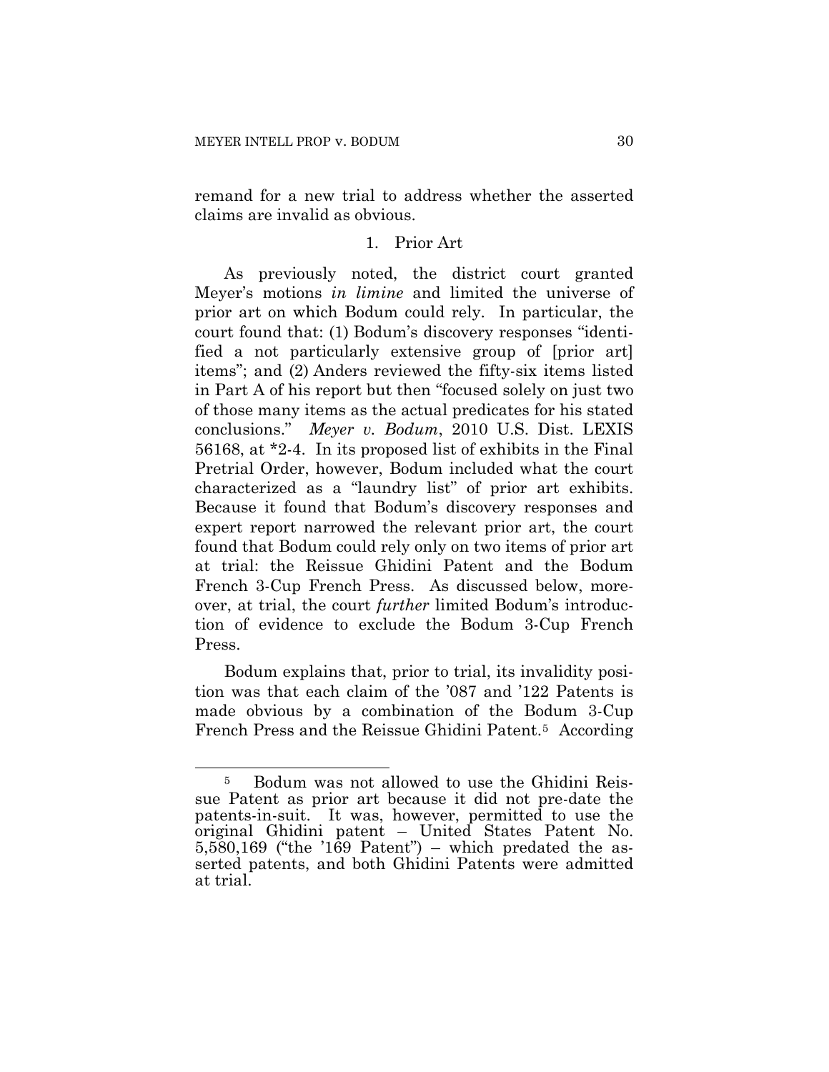remand for a new trial to address whether the asserted claims are invalid as obvious.

### 1. Prior Art

As previously noted, the district court granted Meyer's motions *in limine* and limited the universe of prior art on which Bodum could rely. In particular, the court found that: (1) Bodum's discovery responses "identified a not particularly extensive group of [prior art] items"; and (2) Anders reviewed the fifty-six items listed in Part A of his report but then "focused solely on just two of those many items as the actual predicates for his stated conclusions." *Meyer v. Bodum*, 2010 U.S. Dist. LEXIS 56168, at *2-4. In its proposed list of exhibits in the Final Pretrial Order, however, Bodum included what the court characterized as a "laundry list" of prior art exhibits. Because it found that Bodum's discovery responses and expert report narrowed the relevant prior art, the court found that Bodum could rely only on two items of prior art at trial: the Reissue Ghidini Patent and the Bodum French 3-Cup French Press. As discussed below, moreover, at trial, the court *further* limited Bodum's introduction of evidence to exclude the Bodum 3-Cup French Press.

Bodum explains that, prior to trial, its invalidity position was that each claim of the '087 and '122 Patents is made obvious by a combination of the Bodum 3-Cup French Press and the Reissue Ghidini Patent.[5] According

[5] Bodum was not allowed to use the Ghidini Reissue Patent as prior art because it did not pre-date the patents-in-suit. It was, however, permitted to use the original Ghidini patent – United States Patent No. 5,580,169 ("the '169 Patent") – which predated the asserted patents, and both Ghidini Patents were admitted at trial.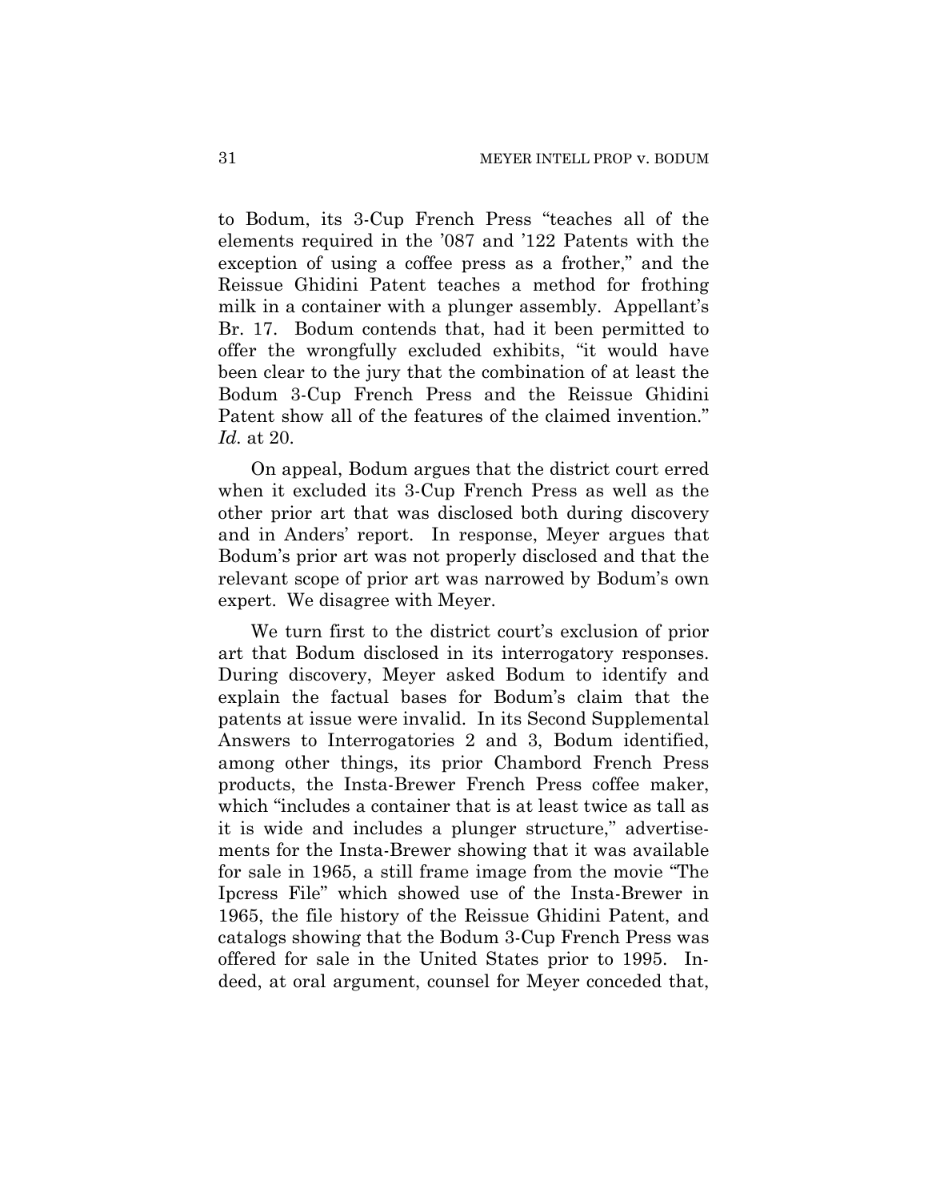to Bodum, its 3-Cup French Press "teaches all of the elements required in the '087 and '122 Patents with the exception of using a coffee press as a frother," and the Reissue Ghidini Patent teaches a method for frothing milk in a container with a plunger assembly. Appellant's Br. 17. Bodum contends that, had it been permitted to offer the wrongfully excluded exhibits, "it would have been clear to the jury that the combination of at least the Bodum 3-Cup French Press and the Reissue Ghidini Patent show all of the features of the claimed invention." *Id.* at 20.

On appeal, Bodum argues that the district court erred when it excluded its 3-Cup French Press as well as the other prior art that was disclosed both during discovery and in Anders' report. In response, Meyer argues that Bodum's prior art was not properly disclosed and that the relevant scope of prior art was narrowed by Bodum's own expert. We disagree with Meyer.

We turn first to the district court's exclusion of prior art that Bodum disclosed in its interrogatory responses. During discovery, Meyer asked Bodum to identify and explain the factual bases for Bodum's claim that the patents at issue were invalid. In its Second Supplemental Answers to Interrogatories 2 and 3, Bodum identified, among other things, its prior Chambord French Press products, the Insta-Brewer French Press coffee maker, which "includes a container that is at least twice as tall as it is wide and includes a plunger structure," advertisements for the Insta-Brewer showing that it was available for sale in 1965, a still frame image from the movie "The Ipcress File" which showed use of the Insta-Brewer in 1965, the file history of the Reissue Ghidini Patent, and catalogs showing that the Bodum 3-Cup French Press was offered for sale in the United States prior to 1995. Indeed, at oral argument, counsel for Meyer conceded that,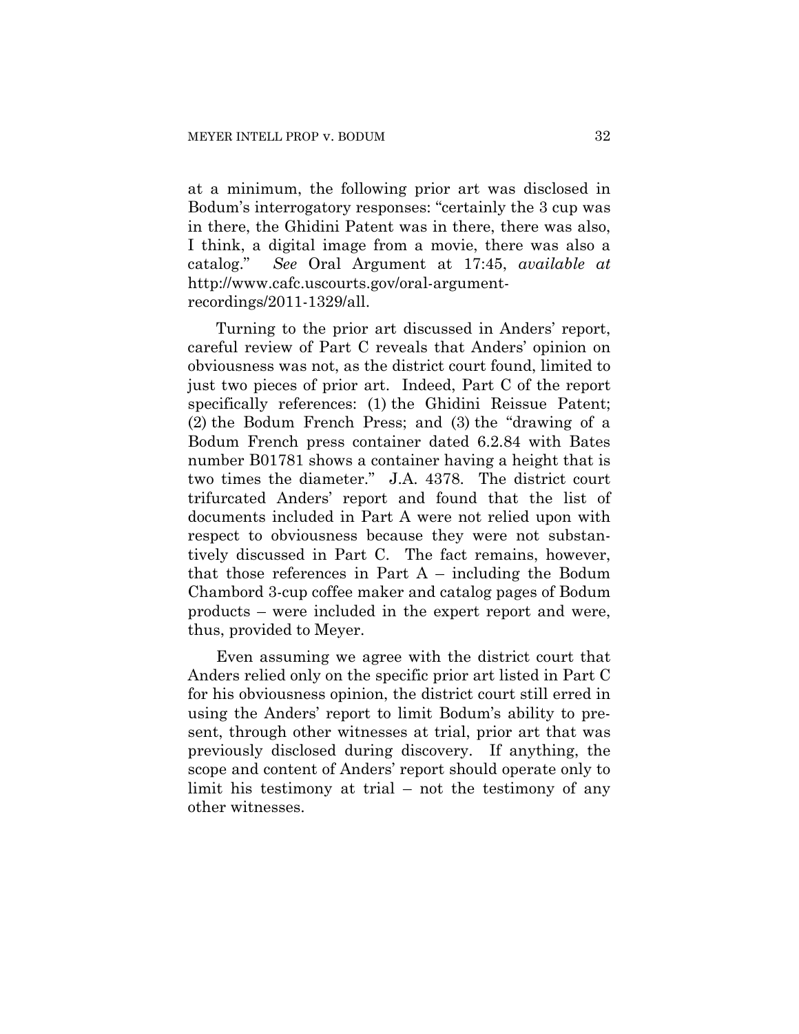at a minimum, the following prior art was disclosed in Bodum's interrogatory responses: "certainly the 3 cup was in there, the Ghidini Patent was in there, there was also, I think, a digital image from a movie, there was also a catalog." *See* Oral Argument at 17:45, *available at* http://www.cafc.uscourts.gov/oral-argument-recordings/2011-1329/all.

Turning to the prior art discussed in Anders' report, careful review of Part C reveals that Anders' opinion on obviousness was not, as the district court found, limited to just two pieces of prior art. Indeed, Part C of the report specifically references: (1) the Ghidini Reissue Patent; (2) the Bodum French Press; and (3) the "drawing of a Bodum French press container dated 6.2.84 with Bates number B01781 shows a container having a height that is two times the diameter." J.A. 4378. The district court trifurcated Anders' report and found that the list of documents included in Part A were not relied upon with respect to obviousness because they were not substantively discussed in Part C. The fact remains, however, that those references in Part A – including the Bodum Chambord 3-cup coffee maker and catalog pages of Bodum products – were included in the expert report and were, thus, provided to Meyer.

Even assuming we agree with the district court that Anders relied only on the specific prior art listed in Part C for his obviousness opinion, the district court still erred in using the Anders' report to limit Bodum's ability to present, through other witnesses at trial, prior art that was previously disclosed during discovery. If anything, the scope and content of Anders' report should operate only to limit his testimony at trial – not the testimony of any other witnesses.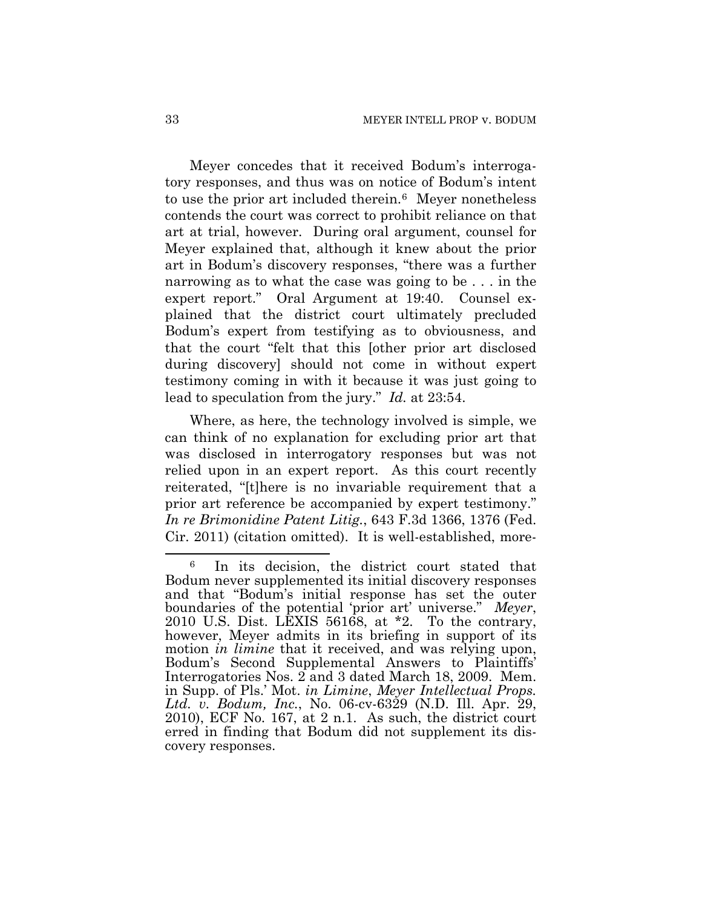Meyer concedes that it received Bodum's interrogatory responses, and thus was on notice of Bodum's intent to use the prior art included therein.[6] Meyer nonetheless contends the court was correct to prohibit reliance on that art at trial, however. During oral argument, counsel for Meyer explained that, although it knew about the prior art in Bodum's discovery responses, "there was a further narrowing as to what the case was going to be . . . in the expert report." Oral Argument at 19:40. Counsel explained that the district court ultimately precluded Bodum's expert from testifying as to obviousness, and that the court "felt that this [other prior art disclosed during discovery] should not come in without expert testimony coming in with it because it was just going to lead to speculation from the jury." *Id.* at 23:54.

Where, as here, the technology involved is simple, we can think of no explanation for excluding prior art that was disclosed in interrogatory responses but was not relied upon in an expert report. As this court recently reiterated, "[t]here is no invariable requirement that a prior art reference be accompanied by expert testimony." *In re Brimonidine Patent Litig.*, 643 F.3d 1366, 1376 (Fed. Cir. 2011) (citation omitted). It is well-established, more-

---

[6] In its decision, the district court stated that Bodum never supplemented its initial discovery responses and that "Bodum's initial response has set the outer boundaries of the potential 'prior art' universe." *Meyer*, 2010 U.S. Dist. LEXIS 56168, at *2. To the contrary, however, Meyer admits in its briefing in support of its motion *in limine* that it received, and was relying upon, Bodum's Second Supplemental Answers to Plaintiffs' Interrogatories Nos. 2 and 3 dated March 18, 2009. Mem. in Supp. of Pls.' Mot. *in Limine*, *Meyer Intellectual Props. Ltd. v. Bodum, Inc.*, No. 06-cv-6329 (N.D. Ill. Apr. 29, 2010), ECF No. 167, at 2 n.1. As such, the district court erred in finding that Bodum did not supplement its discovery responses.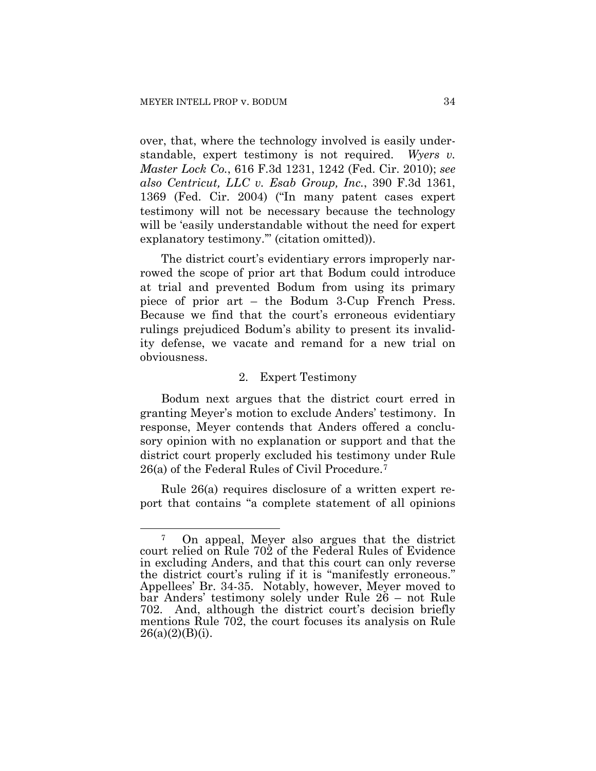over, that, where the technology involved is easily understandable, expert testimony is not required. *Wyers v. Master Lock Co.*, 616 F.3d 1231, 1242 (Fed. Cir. 2010); *see also Centricut, LLC v. Esab Group, Inc.*, 390 F.3d 1361, 1369 (Fed. Cir. 2004) ("In many patent cases expert testimony will not be necessary because the technology will be 'easily understandable without the need for expert explanatory testimony.'" (citation omitted)).

The district court's evidentiary errors improperly narrowed the scope of prior art that Bodum could introduce at trial and prevented Bodum from using its primary piece of prior art – the Bodum 3-Cup French Press. Because we find that the court's erroneous evidentiary rulings prejudiced Bodum's ability to present its invalidity defense, we vacate and remand for a new trial on obviousness.

2. Expert Testimony

Bodum next argues that the district court erred in granting Meyer's motion to exclude Anders' testimony. In response, Meyer contends that Anders offered a conclusory opinion with no explanation or support and that the district court properly excluded his testimony under Rule 26(a) of the Federal Rules of Civil Procedure.[7]

Rule 26(a) requires disclosure of a written expert report that contains "a complete statement of all opinions

---

[7] On appeal, Meyer also argues that the district court relied on Rule 702 of the Federal Rules of Evidence in excluding Anders, and that this court can only reverse the district court's ruling if it is "manifestly erroneous." Appellees' Br. 34-35. Notably, however, Meyer moved to bar Anders' testimony solely under Rule 26 – not Rule 702. And, although the district court's decision briefly mentions Rule 702, the court focuses its analysis on Rule 26(a)(2)(B)(i).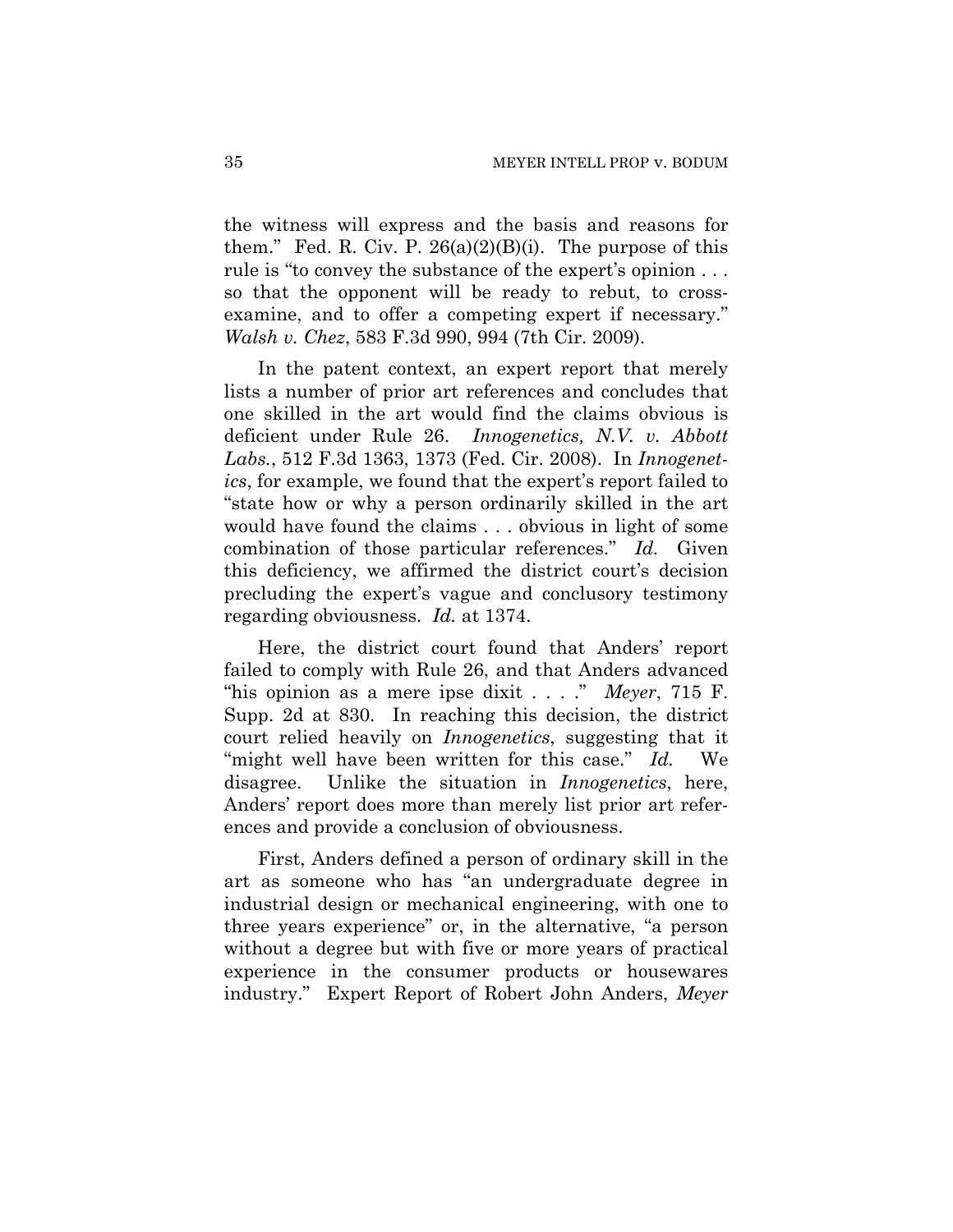the witness will express and the basis and reasons for them." Fed. R. Civ. P. 26(a)(2)(B)(i). The purpose of this rule is "to convey the substance of the expert's opinion . . . so that the opponent will be ready to rebut, to cross-examine, and to offer a competing expert if necessary." *Walsh v. Chez*, 583 F.3d 990, 994 (7th Cir. 2009).

In the patent context, an expert report that merely lists a number of prior art references and concludes that one skilled in the art would find the claims obvious is deficient under Rule 26. *Innogenetics, N.V. v. Abbott Labs.*, 512 F.3d 1363, 1373 (Fed. Cir. 2008). In *Innogenetics*, for example, we found that the expert's report failed to "state how or why a person ordinarily skilled in the art would have found the claims . . . obvious in light of some combination of those particular references." *Id.* Given this deficiency, we affirmed the district court's decision precluding the expert's vague and conclusory testimony regarding obviousness. *Id.* at 1374.

Here, the district court found that Anders' report failed to comply with Rule 26, and that Anders advanced "his opinion as a mere ipse dixit . . . ." *Meyer*, 715 F. Supp. 2d at 830. In reaching this decision, the district court relied heavily on *Innogenetics*, suggesting that it "might well have been written for this case." *Id.* We disagree. Unlike the situation in *Innogenetics*, here, Anders' report does more than merely list prior art references and provide a conclusion of obviousness.

First, Anders defined a person of ordinary skill in the art as someone who has "an undergraduate degree in industrial design or mechanical engineering, with one to three years experience" or, in the alternative, "a person without a degree but with five or more years of practical experience in the consumer products or housewares industry." Expert Report of Robert John Anders, *Meyer*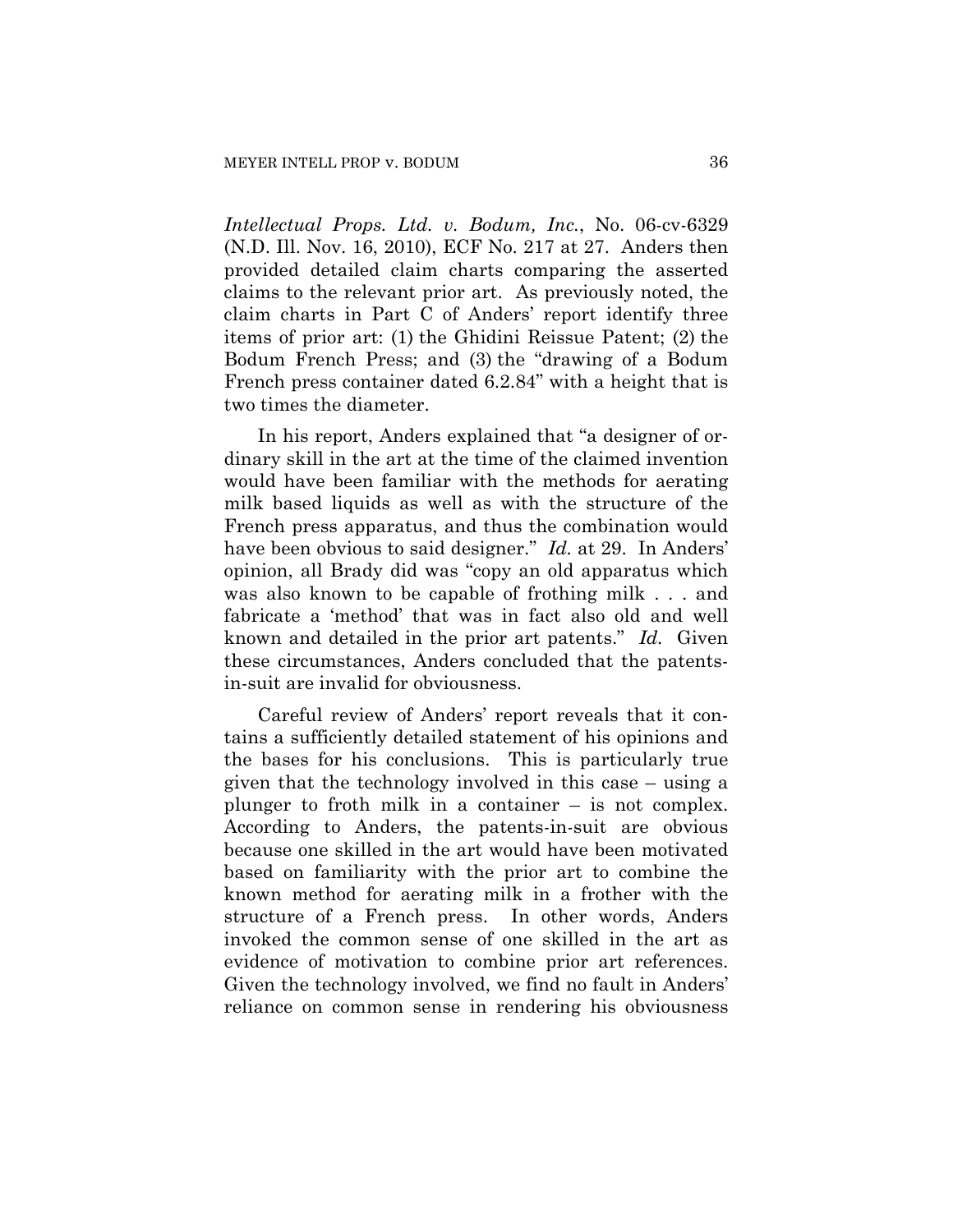*Intellectual Props. Ltd. v. Bodum, Inc.*, No. 06-cv-6329 (N.D. Ill. Nov. 16, 2010), ECF No. 217 at 27. Anders then provided detailed claim charts comparing the asserted claims to the relevant prior art. As previously noted, the claim charts in Part C of Anders' report identify three items of prior art: (1) the Ghidini Reissue Patent; (2) the Bodum French Press; and (3) the "drawing of a Bodum French press container dated 6.2.84" with a height that is two times the diameter.

In his report, Anders explained that "a designer of ordinary skill in the art at the time of the claimed invention would have been familiar with the methods for aerating milk based liquids as well as with the structure of the French press apparatus, and thus the combination would have been obvious to said designer." *Id.* at 29. In Anders' opinion, all Brady did was "copy an old apparatus which was also known to be capable of frothing milk . . . and fabricate a 'method' that was in fact also old and well known and detailed in the prior art patents." *Id.* Given these circumstances, Anders concluded that the patents-in-suit are invalid for obviousness.

Careful review of Anders' report reveals that it contains a sufficiently detailed statement of his opinions and the bases for his conclusions. This is particularly true given that the technology involved in this case – using a plunger to froth milk in a container – is not complex. According to Anders, the patents-in-suit are obvious because one skilled in the art would have been motivated based on familiarity with the prior art to combine the known method for aerating milk in a frother with the structure of a French press. In other words, Anders invoked the common sense of one skilled in the art as evidence of motivation to combine prior art references. Given the technology involved, we find no fault in Anders' reliance on common sense in rendering his obviousness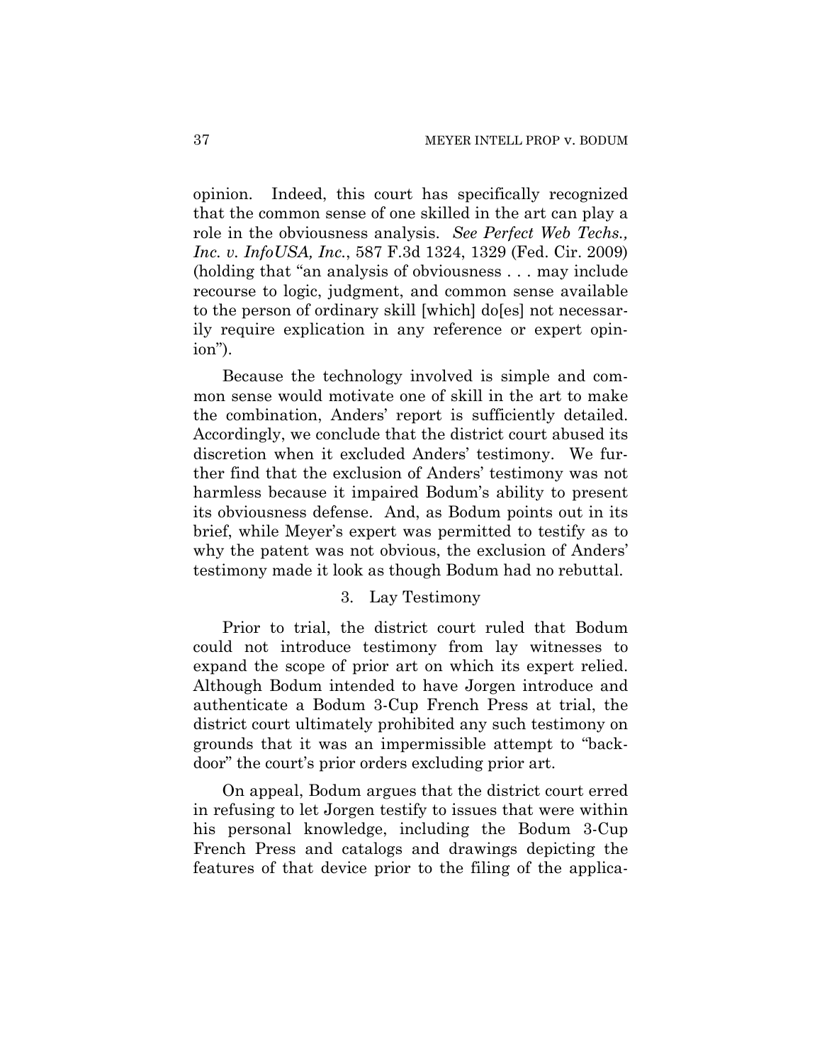opinion. Indeed, this court has specifically recognized that the common sense of one skilled in the art can play a role in the obviousness analysis. *See Perfect Web Techs., Inc. v. InfoUSA, Inc.*, 587 F.3d 1324, 1329 (Fed. Cir. 2009) (holding that "an analysis of obviousness . . . may include recourse to logic, judgment, and common sense available to the person of ordinary skill [which] do[es] not necessarily require explication in any reference or expert opinion").

Because the technology involved is simple and common sense would motivate one of skill in the art to make the combination, Anders' report is sufficiently detailed. Accordingly, we conclude that the district court abused its discretion when it excluded Anders' testimony. We further find that the exclusion of Anders' testimony was not harmless because it impaired Bodum's ability to present its obviousness defense. And, as Bodum points out in its brief, while Meyer's expert was permitted to testify as to why the patent was not obvious, the exclusion of Anders' testimony made it look as though Bodum had no rebuttal.

3. Lay Testimony

Prior to trial, the district court ruled that Bodum could not introduce testimony from lay witnesses to expand the scope of prior art on which its expert relied. Although Bodum intended to have Jorgen introduce and authenticate a Bodum 3-Cup French Press at trial, the district court ultimately prohibited any such testimony on grounds that it was an impermissible attempt to "back-door" the court's prior orders excluding prior art.

On appeal, Bodum argues that the district court erred in refusing to let Jorgen testify to issues that were within his personal knowledge, including the Bodum 3-Cup French Press and catalogs and drawings depicting the features of that device prior to the filing of the applica-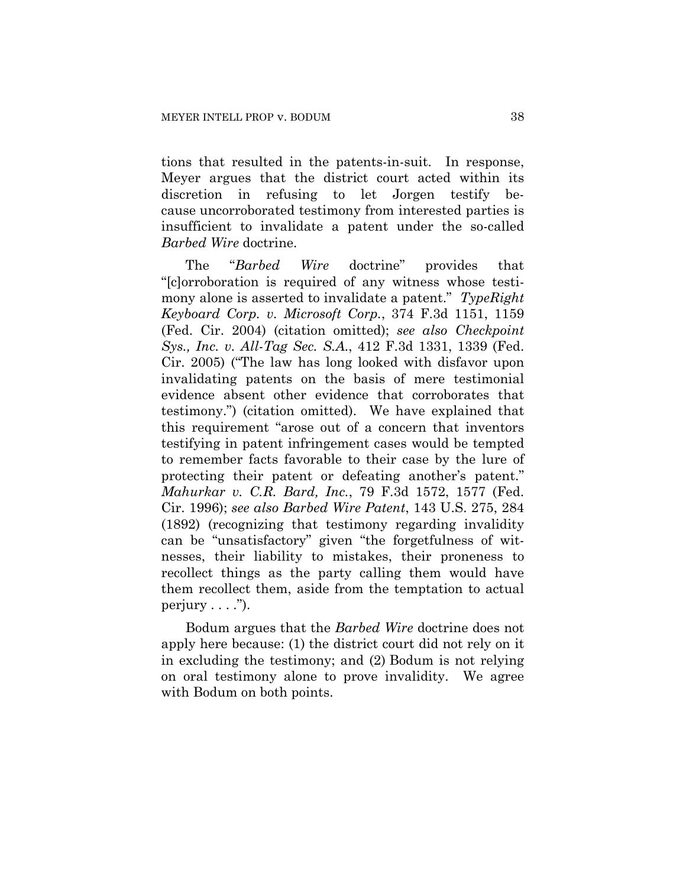tions that resulted in the patents-in-suit. In response, Meyer argues that the district court acted within its discretion in refusing to let Jorgen testify because uncorroborated testimony from interested parties is insufficient to invalidate a patent under the so-called *Barbed Wire* doctrine.

The "*Barbed Wire* doctrine" provides that "[c]orroboration is required of any witness whose testimony alone is asserted to invalidate a patent." *TypeRight Keyboard Corp. v. Microsoft Corp.*, 374 F.3d 1151, 1159 (Fed. Cir. 2004) (citation omitted); *see also Checkpoint Sys., Inc. v. All-Tag Sec. S.A.*, 412 F.3d 1331, 1339 (Fed. Cir. 2005) ("The law has long looked with disfavor upon invalidating patents on the basis of mere testimonial evidence absent other evidence that corroborates that testimony.") (citation omitted). We have explained that this requirement "arose out of a concern that inventors testifying in patent infringement cases would be tempted to remember facts favorable to their case by the lure of protecting their patent or defeating another's patent." *Mahurkar v. C.R. Bard, Inc.*, 79 F.3d 1572, 1577 (Fed. Cir. 1996); *see also Barbed Wire Patent*, 143 U.S. 275, 284 (1892) (recognizing that testimony regarding invalidity can be "unsatisfactory" given "the forgetfulness of witnesses, their liability to mistakes, their proneness to recollect things as the party calling them would have them recollect them, aside from the temptation to actual perjury . . . .").

Bodum argues that the *Barbed Wire* doctrine does not apply here because: (1) the district court did not rely on it in excluding the testimony; and (2) Bodum is not relying on oral testimony alone to prove invalidity. We agree with Bodum on both points.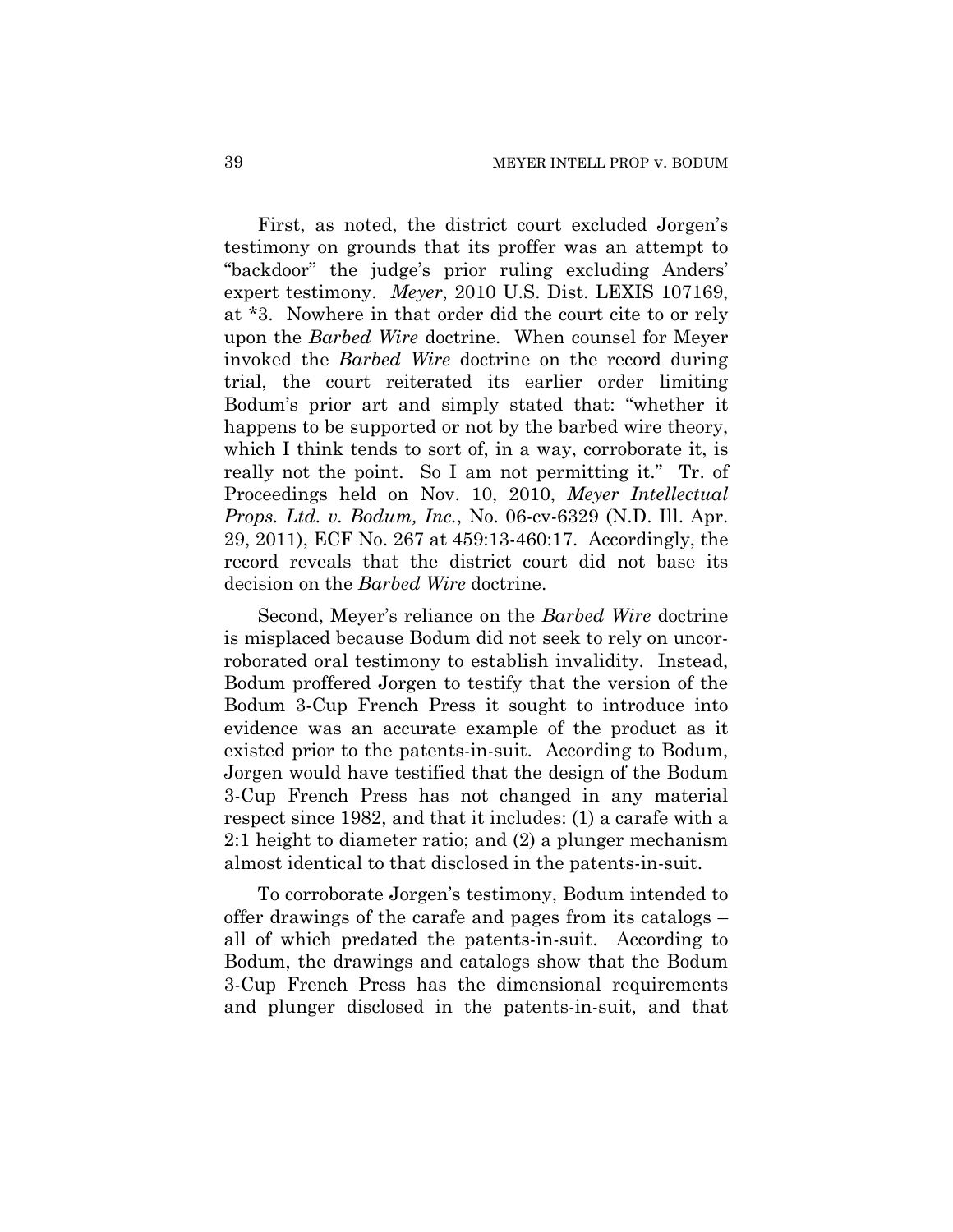First, as noted, the district court excluded Jorgen's testimony on grounds that its proffer was an attempt to "backdoor" the judge's prior ruling excluding Anders' expert testimony. *Meyer*, 2010 U.S. Dist. LEXIS 107169, at *3. Nowhere in that order did the court cite to or rely upon the *Barbed Wire* doctrine. When counsel for Meyer invoked the *Barbed Wire* doctrine on the record during trial, the court reiterated its earlier order limiting Bodum's prior art and simply stated that: "whether it happens to be supported or not by the barbed wire theory, which I think tends to sort of, in a way, corroborate it, is really not the point. So I am not permitting it." Tr. of Proceedings held on Nov. 10, 2010, *Meyer Intellectual Props. Ltd. v. Bodum, Inc.*, No. 06-cv-6329 (N.D. Ill. Apr. 29, 2011), ECF No. 267 at 459:13-460:17. Accordingly, the record reveals that the district court did not base its decision on the *Barbed Wire* doctrine.

Second, Meyer's reliance on the *Barbed Wire* doctrine is misplaced because Bodum did not seek to rely on uncorroborated oral testimony to establish invalidity. Instead, Bodum proffered Jorgen to testify that the version of the Bodum 3-Cup French Press it sought to introduce into evidence was an accurate example of the product as it existed prior to the patents-in-suit. According to Bodum, Jorgen would have testified that the design of the Bodum 3-Cup French Press has not changed in any material respect since 1982, and that it includes: (1) a carafe with a 2:1 height to diameter ratio; and (2) a plunger mechanism almost identical to that disclosed in the patents-in-suit.

To corroborate Jorgen's testimony, Bodum intended to offer drawings of the carafe and pages from its catalogs – all of which predated the patents-in-suit. According to Bodum, the drawings and catalogs show that the Bodum 3-Cup French Press has the dimensional requirements and plunger disclosed in the patents-in-suit, and that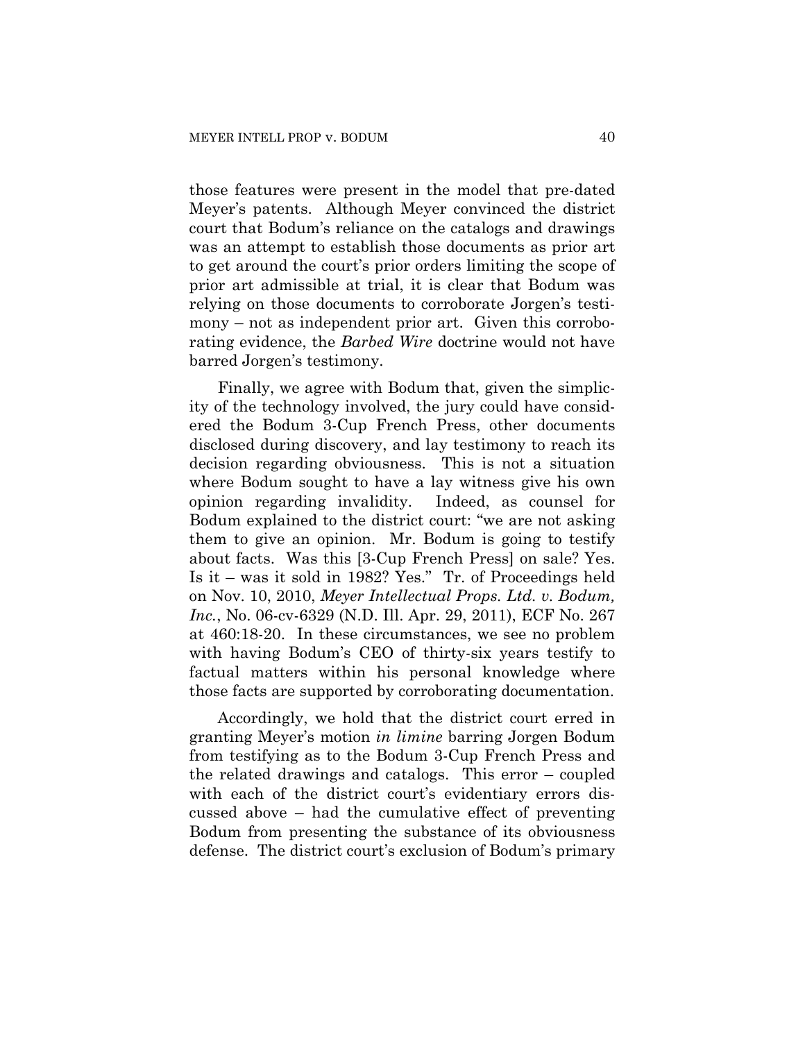those features were present in the model that pre-dated Meyer's patents. Although Meyer convinced the district court that Bodum's reliance on the catalogs and drawings was an attempt to establish those documents as prior art to get around the court's prior orders limiting the scope of prior art admissible at trial, it is clear that Bodum was relying on those documents to corroborate Jorgen's testimony – not as independent prior art. Given this corroborating evidence, the *Barbed Wire* doctrine would not have barred Jorgen's testimony.

Finally, we agree with Bodum that, given the simplicity of the technology involved, the jury could have considered the Bodum 3-Cup French Press, other documents disclosed during discovery, and lay testimony to reach its decision regarding obviousness. This is not a situation where Bodum sought to have a lay witness give his own opinion regarding invalidity. Indeed, as counsel for Bodum explained to the district court: "we are not asking them to give an opinion. Mr. Bodum is going to testify about facts. Was this [3-Cup French Press] on sale? Yes. Is it – was it sold in 1982? Yes." Tr. of Proceedings held on Nov. 10, 2010, *Meyer Intellectual Props. Ltd. v. Bodum, Inc.*, No. 06-cv-6329 (N.D. Ill. Apr. 29, 2011), ECF No. 267 at 460:18-20. In these circumstances, we see no problem with having Bodum's CEO of thirty-six years testify to factual matters within his personal knowledge where those facts are supported by corroborating documentation.

Accordingly, we hold that the district court erred in granting Meyer's motion *in limine* barring Jorgen Bodum from testifying as to the Bodum 3-Cup French Press and the related drawings and catalogs. This error – coupled with each of the district court's evidentiary errors discussed above – had the cumulative effect of preventing Bodum from presenting the substance of its obviousness defense. The district court's exclusion of Bodum's primary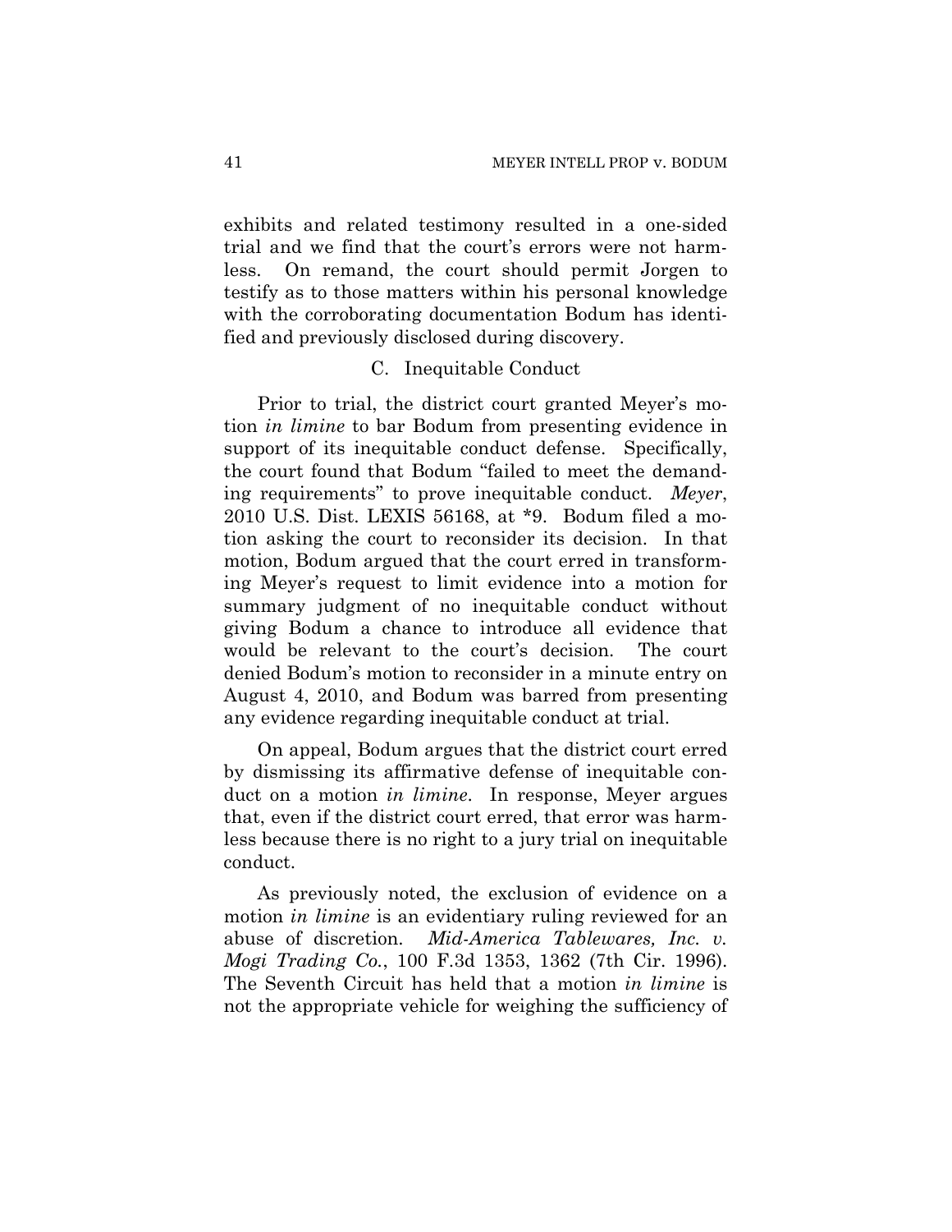exhibits and related testimony resulted in a one-sided trial and we find that the court's errors were not harmless. On remand, the court should permit Jorgen to testify as to those matters within his personal knowledge with the corroborating documentation Bodum has identified and previously disclosed during discovery.

### C. Inequitable Conduct

Prior to trial, the district court granted Meyer's motion *in limine* to bar Bodum from presenting evidence in support of its inequitable conduct defense. Specifically, the court found that Bodum "failed to meet the demanding requirements" to prove inequitable conduct. *Meyer*, 2010 U.S. Dist. LEXIS 56168, at *9. Bodum filed a motion asking the court to reconsider its decision. In that motion, Bodum argued that the court erred in transforming Meyer's request to limit evidence into a motion for summary judgment of no inequitable conduct without giving Bodum a chance to introduce all evidence that would be relevant to the court's decision. The court denied Bodum's motion to reconsider in a minute entry on August 4, 2010, and Bodum was barred from presenting any evidence regarding inequitable conduct at trial.

On appeal, Bodum argues that the district court erred by dismissing its affirmative defense of inequitable conduct on a motion *in limine*. In response, Meyer argues that, even if the district court erred, that error was harmless because there is no right to a jury trial on inequitable conduct.

As previously noted, the exclusion of evidence on a motion *in limine* is an evidentiary ruling reviewed for an abuse of discretion. *Mid-America Tablewares, Inc. v. Mogi Trading Co.*, 100 F.3d 1353, 1362 (7th Cir. 1996). The Seventh Circuit has held that a motion *in limine* is not the appropriate vehicle for weighing the sufficiency of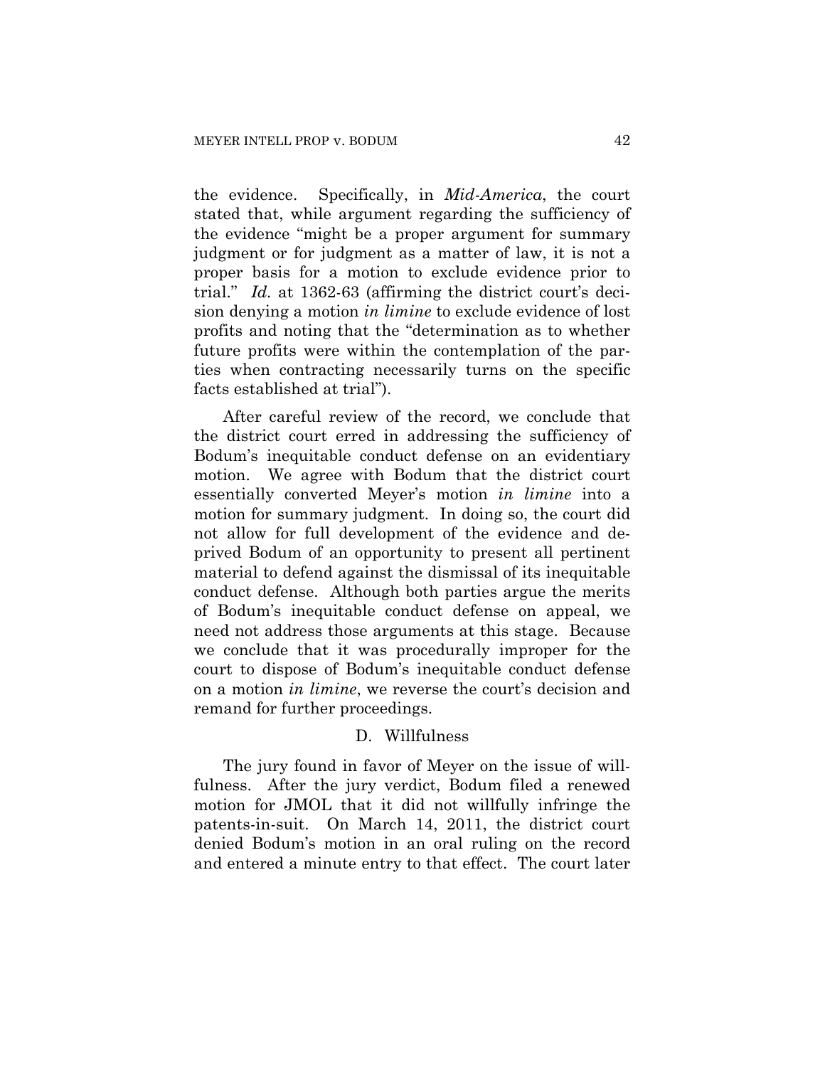the evidence. Specifically, in *Mid-America*, the court stated that, while argument regarding the sufficiency of the evidence "might be a proper argument for summary judgment or for judgment as a matter of law, it is not a proper basis for a motion to exclude evidence prior to trial." *Id.* at 1362-63 (affirming the district court's decision denying a motion *in limine* to exclude evidence of lost profits and noting that the "determination as to whether future profits were within the contemplation of the parties when contracting necessarily turns on the specific facts established at trial").

After careful review of the record, we conclude that the district court erred in addressing the sufficiency of Bodum's inequitable conduct defense on an evidentiary motion. We agree with Bodum that the district court essentially converted Meyer's motion *in limine* into a motion for summary judgment. In doing so, the court did not allow for full development of the evidence and deprived Bodum of an opportunity to present all pertinent material to defend against the dismissal of its inequitable conduct defense. Although both parties argue the merits of Bodum's inequitable conduct defense on appeal, we need not address those arguments at this stage. Because we conclude that it was procedurally improper for the court to dispose of Bodum's inequitable conduct defense on a motion *in limine*, we reverse the court's decision and remand for further proceedings.

### D. Willfulness

The jury found in favor of Meyer on the issue of willfulness. After the jury verdict, Bodum filed a renewed motion for JMOL that it did not willfully infringe the patents-in-suit. On March 14, 2011, the district court denied Bodum's motion in an oral ruling on the record and entered a minute entry to that effect. The court later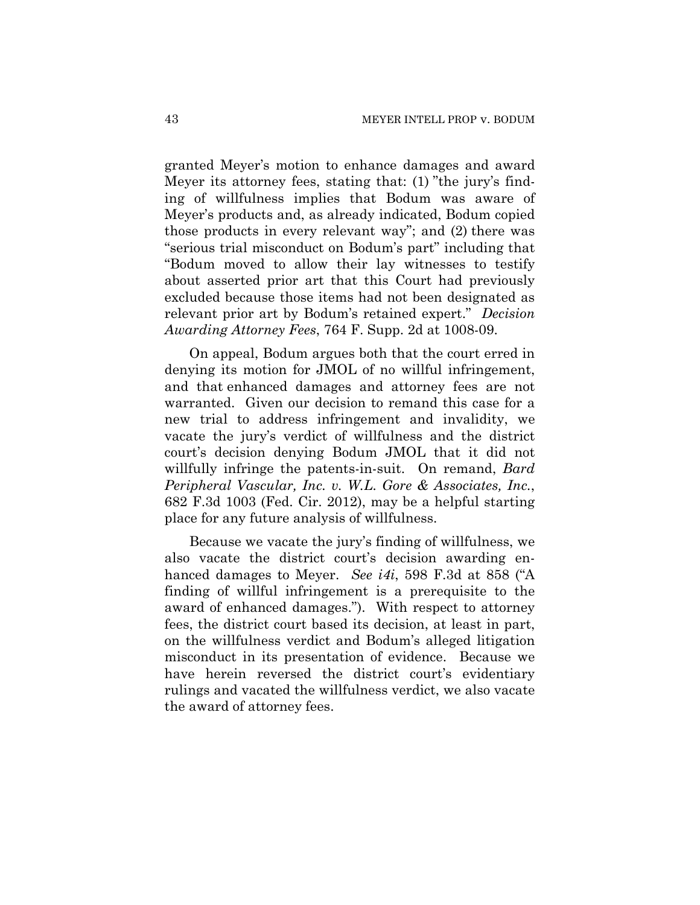granted Meyer's motion to enhance damages and award Meyer its attorney fees, stating that: (1) "the jury's finding of willfulness implies that Bodum was aware of Meyer's products and, as already indicated, Bodum copied those products in every relevant way"; and (2) there was "serious trial misconduct on Bodum's part" including that "Bodum moved to allow their lay witnesses to testify about asserted prior art that this Court had previously excluded because those items had not been designated as relevant prior art by Bodum's retained expert." *Decision Awarding Attorney Fees*, 764 F. Supp. 2d at 1008-09.

On appeal, Bodum argues both that the court erred in denying its motion for JMOL of no willful infringement, and that enhanced damages and attorney fees are not warranted. Given our decision to remand this case for a new trial to address infringement and invalidity, we vacate the jury's verdict of willfulness and the district court's decision denying Bodum JMOL that it did not willfully infringe the patents-in-suit. On remand, *Bard Peripheral Vascular, Inc. v. W.L. Gore & Associates, Inc.*, 682 F.3d 1003 (Fed. Cir. 2012), may be a helpful starting place for any future analysis of willfulness.

Because we vacate the jury's finding of willfulness, we also vacate the district court's decision awarding enhanced damages to Meyer. *See i4i*, 598 F.3d at 858 ("A finding of willful infringement is a prerequisite to the award of enhanced damages."). With respect to attorney fees, the district court based its decision, at least in part, on the willfulness verdict and Bodum's alleged litigation misconduct in its presentation of evidence. Because we have herein reversed the district court's evidentiary rulings and vacated the willfulness verdict, we also vacate the award of attorney fees.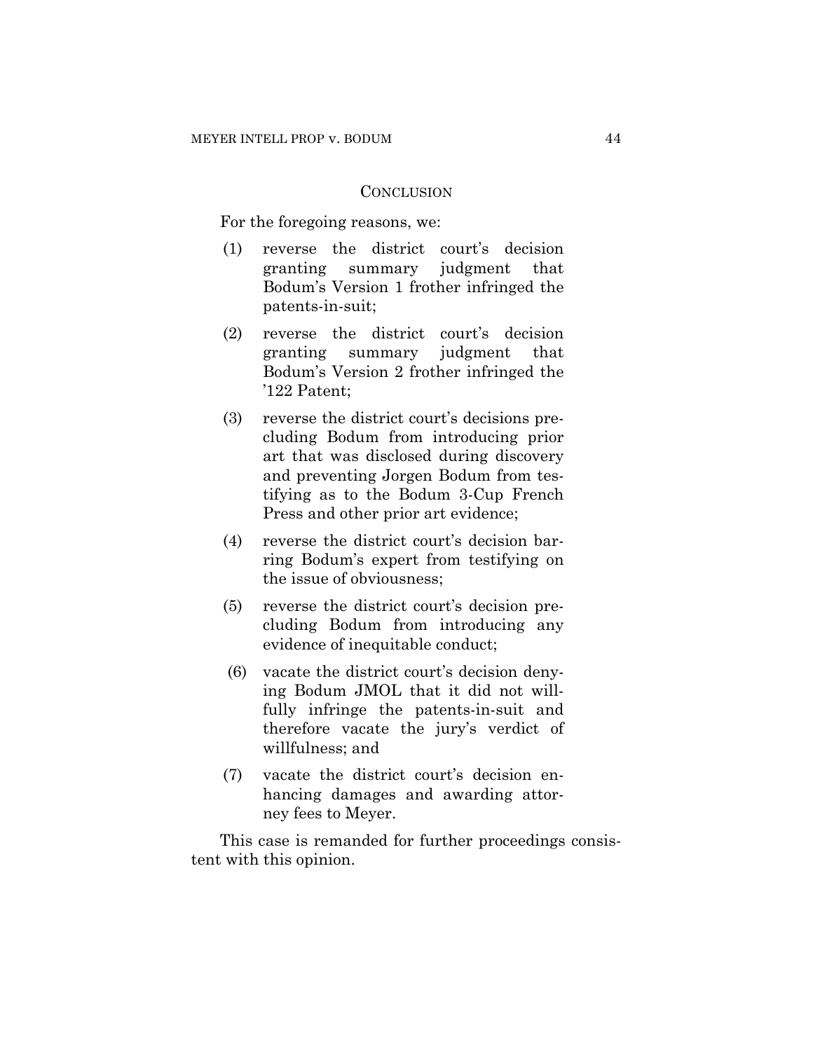## CONCLUSION

For the foregoing reasons, we:

(1) reverse the district court's decision granting summary judgment that Bodum's Version 1 frother infringed the patents-in-suit;

(2) reverse the district court's decision granting summary judgment that Bodum's Version 2 frother infringed the '122 Patent;

(3) reverse the district court's decisions precluding Bodum from introducing prior art that was disclosed during discovery and preventing Jorgen Bodum from testifying as to the Bodum 3-Cup French Press and other prior art evidence;

(4) reverse the district court's decision barring Bodum's expert from testifying on the issue of obviousness;

(5) reverse the district court's decision precluding Bodum from introducing any evidence of inequitable conduct;

(6) vacate the district court's decision denying Bodum JMOL that it did not willfully infringe the patents-in-suit and therefore vacate the jury's verdict of willfulness; and

(7) vacate the district court's decision enhancing damages and awarding attorney fees to Meyer.

This case is remanded for further proceedings consistent with this opinion.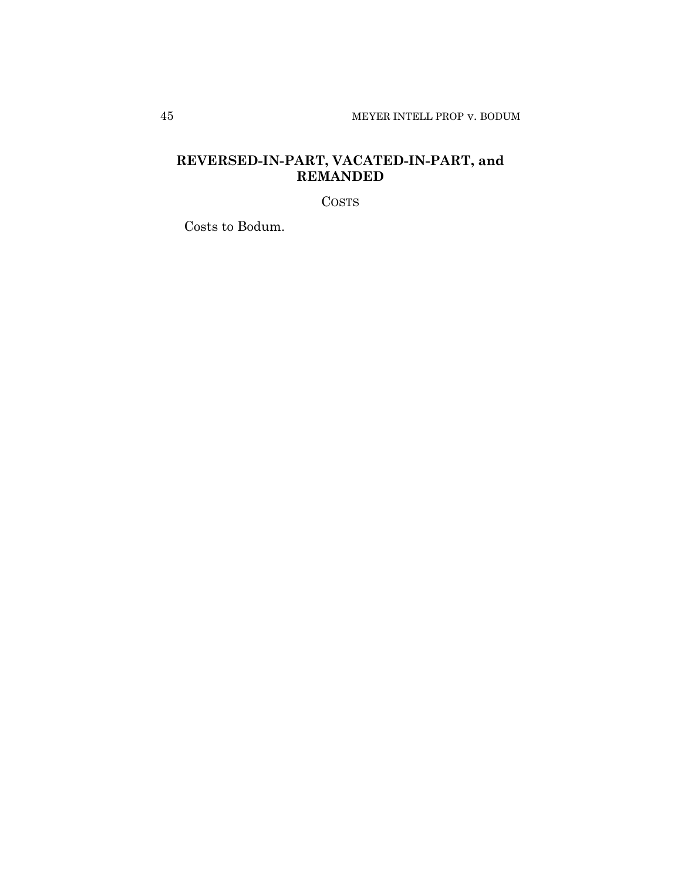**REVERSED-IN-PART, VACATED-IN-PART, and REMANDED**

COSTS

Costs to Bodum.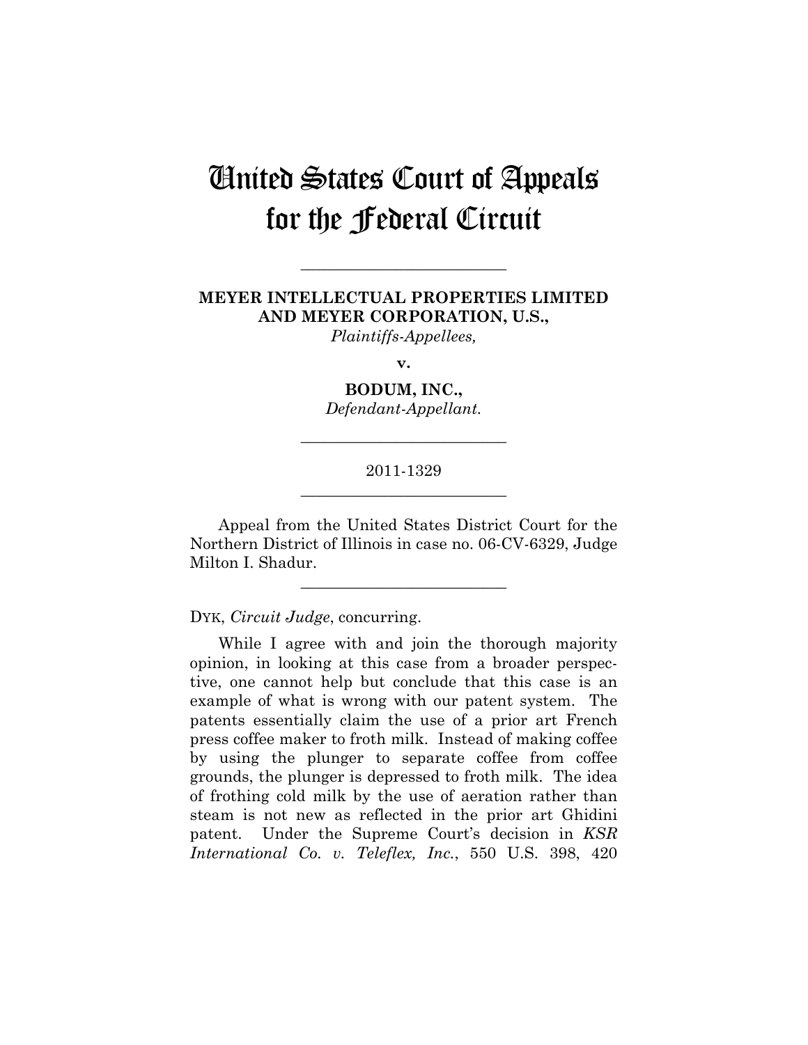# United States Court of Appeals for the Federal Circuit

---

**MEYER INTELLECTUAL PROPERTIES LIMITED AND MEYER CORPORATION, U.S.,**
*Plaintiffs-Appellees,*

**v.**

**BODUM, INC.,**
*Defendant-Appellant.*

---

2011-1329

---

Appeal from the United States District Court for the Northern District of Illinois in case no. 06-CV-6329, Judge Milton I. Shadur.

---

DYK, *Circuit Judge*, concurring.

While I agree with and join the thorough majority opinion, in looking at this case from a broader perspective, one cannot help but conclude that this case is an example of what is wrong with our patent system. The patents essentially claim the use of a prior art French press coffee maker to froth milk. Instead of making coffee by using the plunger to separate coffee from coffee grounds, the plunger is depressed to froth milk. The idea of frothing cold milk by the use of aeration rather than steam is not new as reflected in the prior art Ghidini patent. Under the Supreme Court's decision in *KSR International Co. v. Teleflex, Inc.*, 550 U.S. 398, 420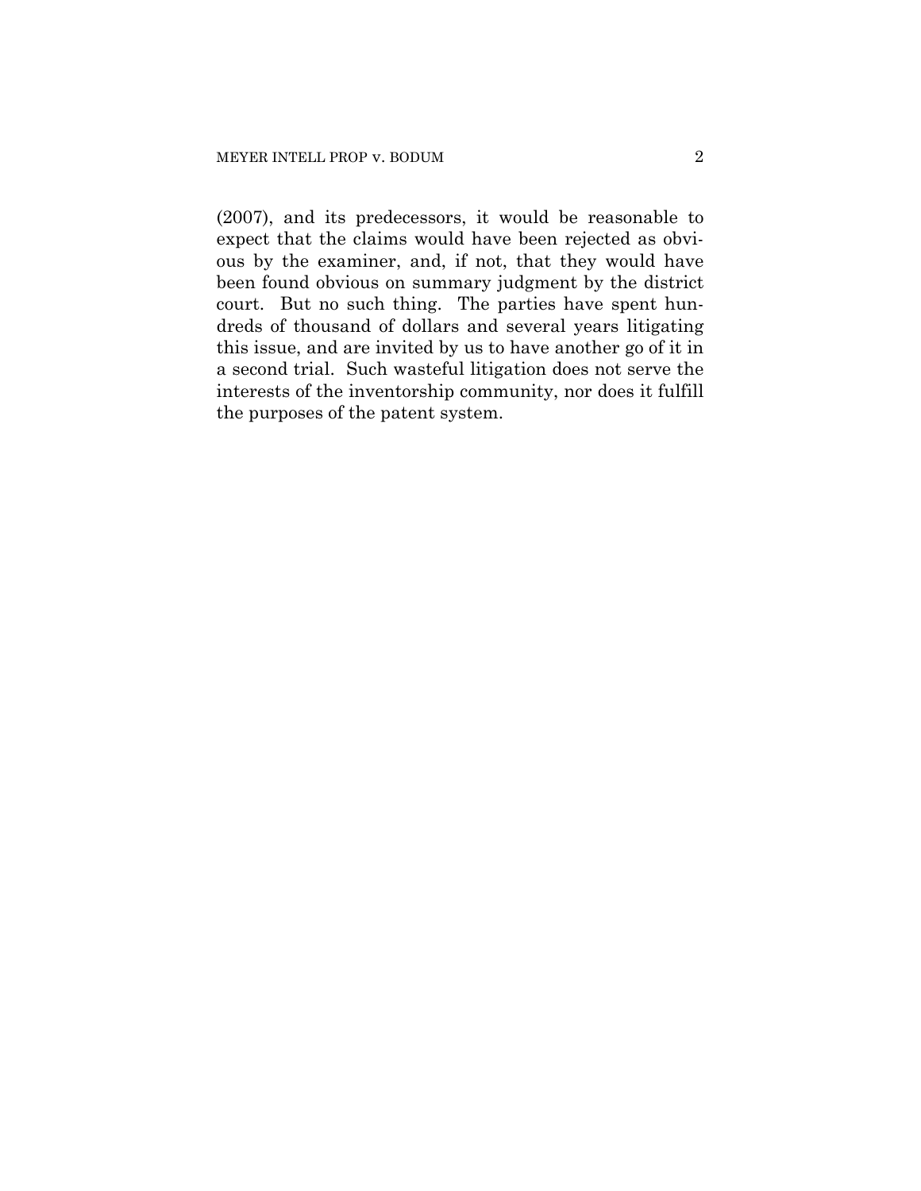(2007), and its predecessors, it would be reasonable to expect that the claims would have been rejected as obvious by the examiner, and, if not, that they would have been found obvious on summary judgment by the district court. But no such thing. The parties have spent hundreds of thousand of dollars and several years litigating this issue, and are invited by us to have another go of it in a second trial. Such wasteful litigation does not serve the interests of the inventorship community, nor does it fulfill the purposes of the patent system.